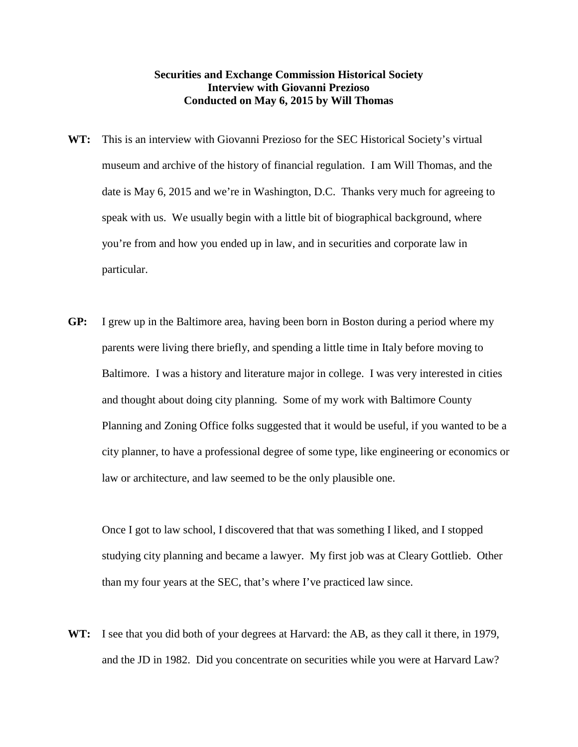**Securities and Exchange Commission Historical Society**
**Interview with Giovanni Prezioso**
**Conducted on May 6, 2015 by Will Thomas**

**WT:** This is an interview with Giovanni Prezioso for the SEC Historical Society's virtual museum and archive of the history of financial regulation. I am Will Thomas, and the date is May 6, 2015 and we're in Washington, D.C. Thanks very much for agreeing to speak with us. We usually begin with a little bit of biographical background, where you're from and how you ended up in law, and in securities and corporate law in particular.

**GP:** I grew up in the Baltimore area, having been born in Boston during a period where my parents were living there briefly, and spending a little time in Italy before moving to Baltimore. I was a history and literature major in college. I was very interested in cities and thought about doing city planning. Some of my work with Baltimore County Planning and Zoning Office folks suggested that it would be useful, if you wanted to be a city planner, to have a professional degree of some type, like engineering or economics or law or architecture, and law seemed to be the only plausible one.

Once I got to law school, I discovered that that was something I liked, and I stopped studying city planning and became a lawyer. My first job was at Cleary Gottlieb. Other than my four years at the SEC, that's where I've practiced law since.

**WT:** I see that you did both of your degrees at Harvard: the AB, as they call it there, in 1979, and the JD in 1982. Did you concentrate on securities while you were at Harvard Law?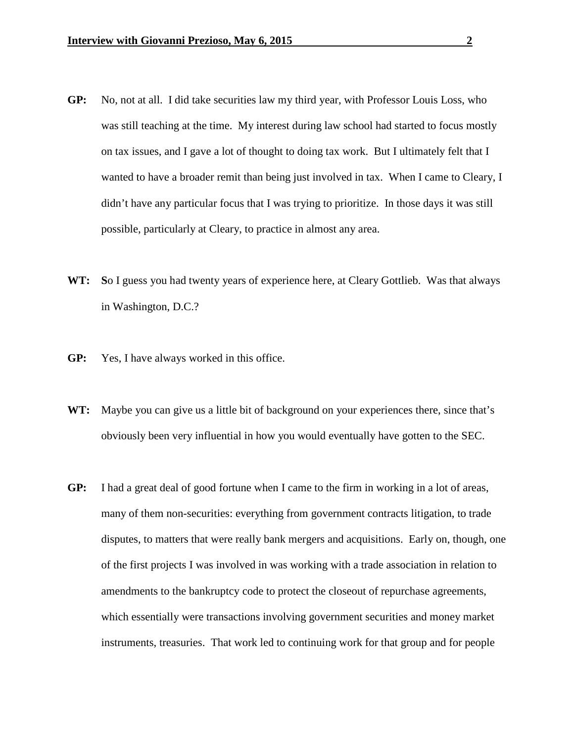**GP:** No, not at all. I did take securities law my third year, with Professor Louis Loss, who was still teaching at the time. My interest during law school had started to focus mostly on tax issues, and I gave a lot of thought to doing tax work. But I ultimately felt that I wanted to have a broader remit than being just involved in tax. When I came to Cleary, I didn't have any particular focus that I was trying to prioritize. In those days it was still possible, particularly at Cleary, to practice in almost any area.

**WT:** So I guess you had twenty years of experience here, at Cleary Gottlieb. Was that always in Washington, D.C.?

**GP:** Yes, I have always worked in this office.

**WT:** Maybe you can give us a little bit of background on your experiences there, since that's obviously been very influential in how you would eventually have gotten to the SEC.

**GP:** I had a great deal of good fortune when I came to the firm in working in a lot of areas, many of them non-securities: everything from government contracts litigation, to trade disputes, to matters that were really bank mergers and acquisitions. Early on, though, one of the first projects I was involved in was working with a trade association in relation to amendments to the bankruptcy code to protect the closeout of repurchase agreements, which essentially were transactions involving government securities and money market instruments, treasuries. That work led to continuing work for that group and for people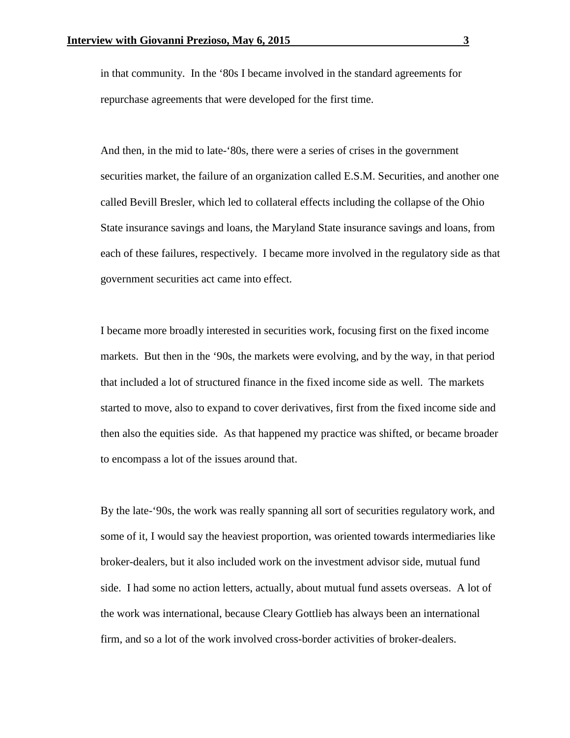in that community. In the ‘80s I became involved in the standard agreements for repurchase agreements that were developed for the first time.

And then, in the mid to late-‘80s, there were a series of crises in the government securities market, the failure of an organization called E.S.M. Securities, and another one called Bevill Bresler, which led to collateral effects including the collapse of the Ohio State insurance savings and loans, the Maryland State insurance savings and loans, from each of these failures, respectively. I became more involved in the regulatory side as that government securities act came into effect.

I became more broadly interested in securities work, focusing first on the fixed income markets. But then in the ‘90s, the markets were evolving, and by the way, in that period that included a lot of structured finance in the fixed income side as well. The markets started to move, also to expand to cover derivatives, first from the fixed income side and then also the equities side. As that happened my practice was shifted, or became broader to encompass a lot of the issues around that.

By the late-‘90s, the work was really spanning all sort of securities regulatory work, and some of it, I would say the heaviest proportion, was oriented towards intermediaries like broker-dealers, but it also included work on the investment advisor side, mutual fund side. I had some no action letters, actually, about mutual fund assets overseas. A lot of the work was international, because Cleary Gottlieb has always been an international firm, and so a lot of the work involved cross-border activities of broker-dealers.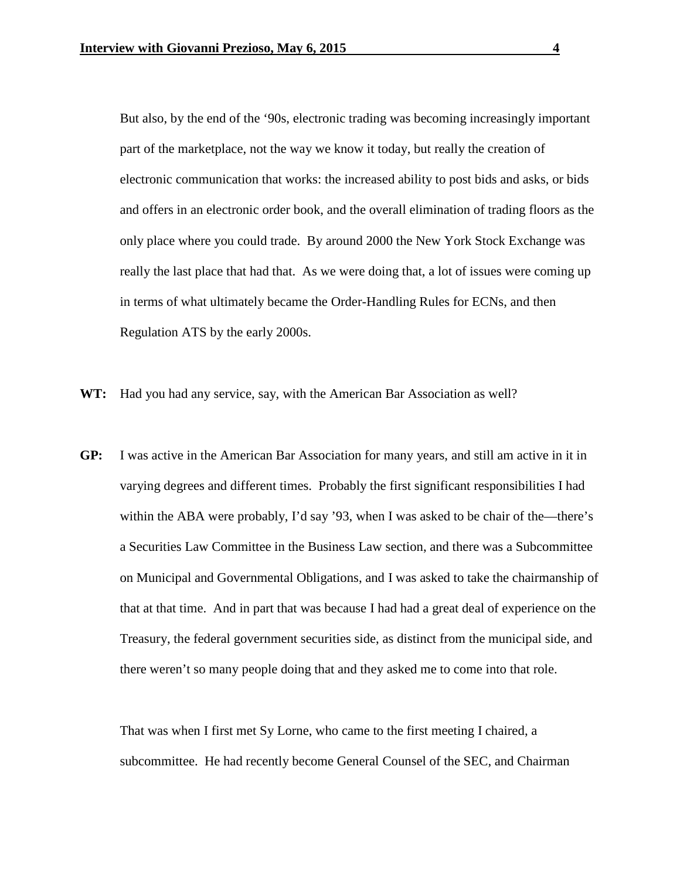But also, by the end of the '90s, electronic trading was becoming increasingly important part of the marketplace, not the way we know it today, but really the creation of electronic communication that works: the increased ability to post bids and asks, or bids and offers in an electronic order book, and the overall elimination of trading floors as the only place where you could trade. By around 2000 the New York Stock Exchange was really the last place that had that. As we were doing that, a lot of issues were coming up in terms of what ultimately became the Order-Handling Rules for ECNs, and then Regulation ATS by the early 2000s.

**WT:** Had you had any service, say, with the American Bar Association as well?

**GP:** I was active in the American Bar Association for many years, and still am active in it in varying degrees and different times. Probably the first significant responsibilities I had within the ABA were probably, I'd say '93, when I was asked to be chair of the—there's a Securities Law Committee in the Business Law section, and there was a Subcommittee on Municipal and Governmental Obligations, and I was asked to take the chairmanship of that at that time. And in part that was because I had had a great deal of experience on the Treasury, the federal government securities side, as distinct from the municipal side, and there weren't so many people doing that and they asked me to come into that role.

That was when I first met Sy Lorne, who came to the first meeting I chaired, a subcommittee. He had recently become General Counsel of the SEC, and Chairman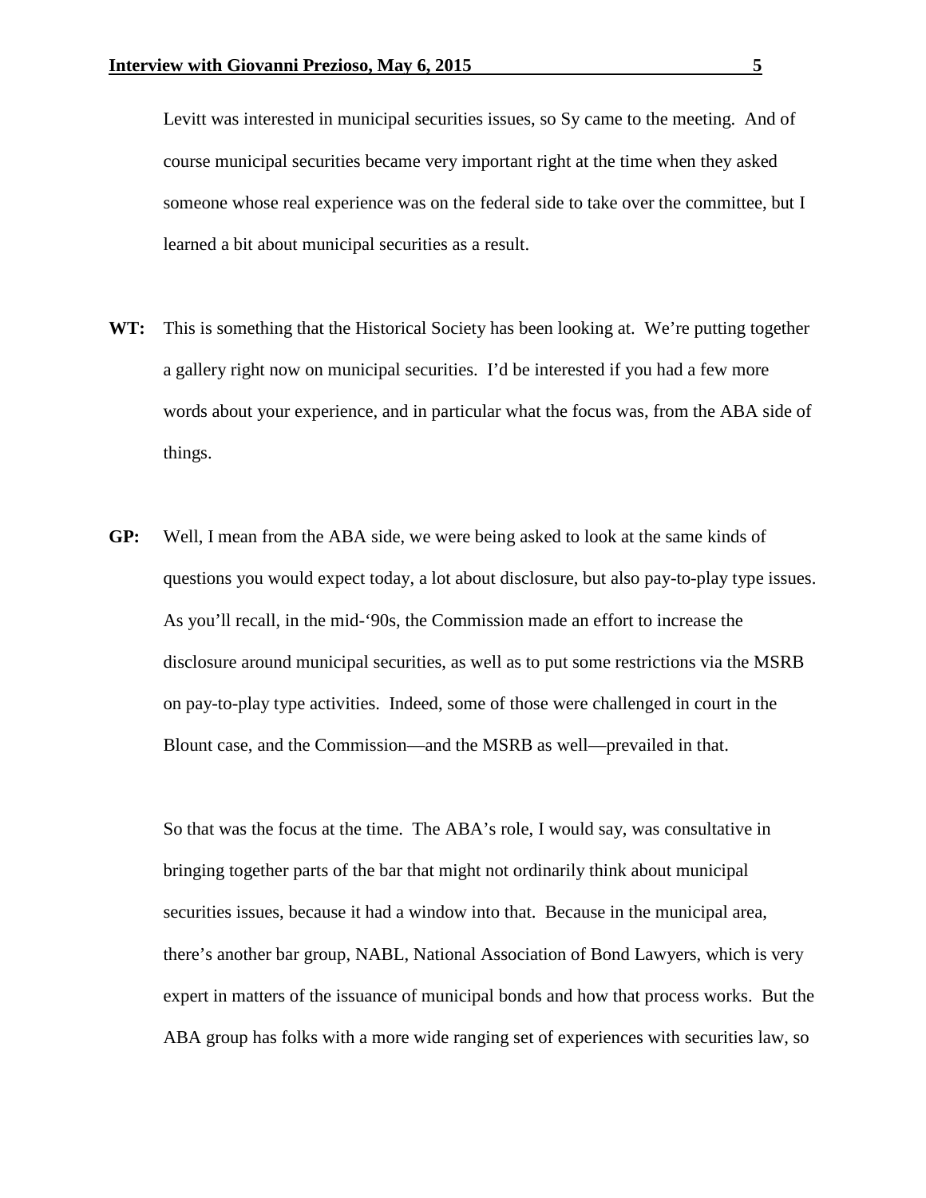Levitt was interested in municipal securities issues, so Sy came to the meeting. And of course municipal securities became very important right at the time when they asked someone whose real experience was on the federal side to take over the committee, but I learned a bit about municipal securities as a result.

**WT:** This is something that the Historical Society has been looking at. We're putting together a gallery right now on municipal securities. I'd be interested if you had a few more words about your experience, and in particular what the focus was, from the ABA side of things.

**GP:** Well, I mean from the ABA side, we were being asked to look at the same kinds of questions you would expect today, a lot about disclosure, but also pay-to-play type issues. As you'll recall, in the mid-'90s, the Commission made an effort to increase the disclosure around municipal securities, as well as to put some restrictions via the MSRB on pay-to-play type activities. Indeed, some of those were challenged in court in the Blount case, and the Commission—and the MSRB as well—prevailed in that.

So that was the focus at the time. The ABA's role, I would say, was consultative in bringing together parts of the bar that might not ordinarily think about municipal securities issues, because it had a window into that. Because in the municipal area, there's another bar group, NABL, National Association of Bond Lawyers, which is very expert in matters of the issuance of municipal bonds and how that process works. But the ABA group has folks with a more wide ranging set of experiences with securities law, so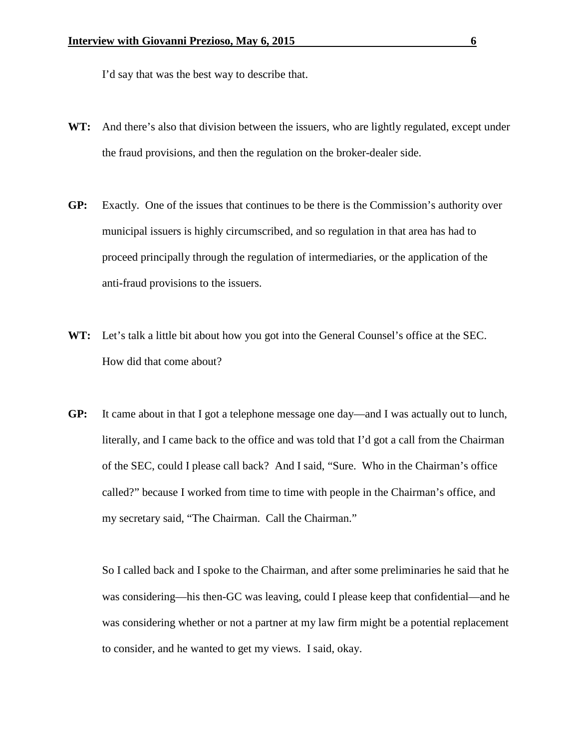I'd say that was the best way to describe that.

**WT:** And there's also that division between the issuers, who are lightly regulated, except under the fraud provisions, and then the regulation on the broker-dealer side.

**GP:** Exactly. One of the issues that continues to be there is the Commission's authority over municipal issuers is highly circumscribed, and so regulation in that area has had to proceed principally through the regulation of intermediaries, or the application of the anti-fraud provisions to the issuers.

**WT:** Let's talk a little bit about how you got into the General Counsel's office at the SEC. How did that come about?

**GP:** It came about in that I got a telephone message one day—and I was actually out to lunch, literally, and I came back to the office and was told that I'd got a call from the Chairman of the SEC, could I please call back? And I said, "Sure. Who in the Chairman's office called?" because I worked from time to time with people in the Chairman's office, and my secretary said, "The Chairman. Call the Chairman."

So I called back and I spoke to the Chairman, and after some preliminaries he said that he was considering—his then-GC was leaving, could I please keep that confidential—and he was considering whether or not a partner at my law firm might be a potential replacement to consider, and he wanted to get my views. I said, okay.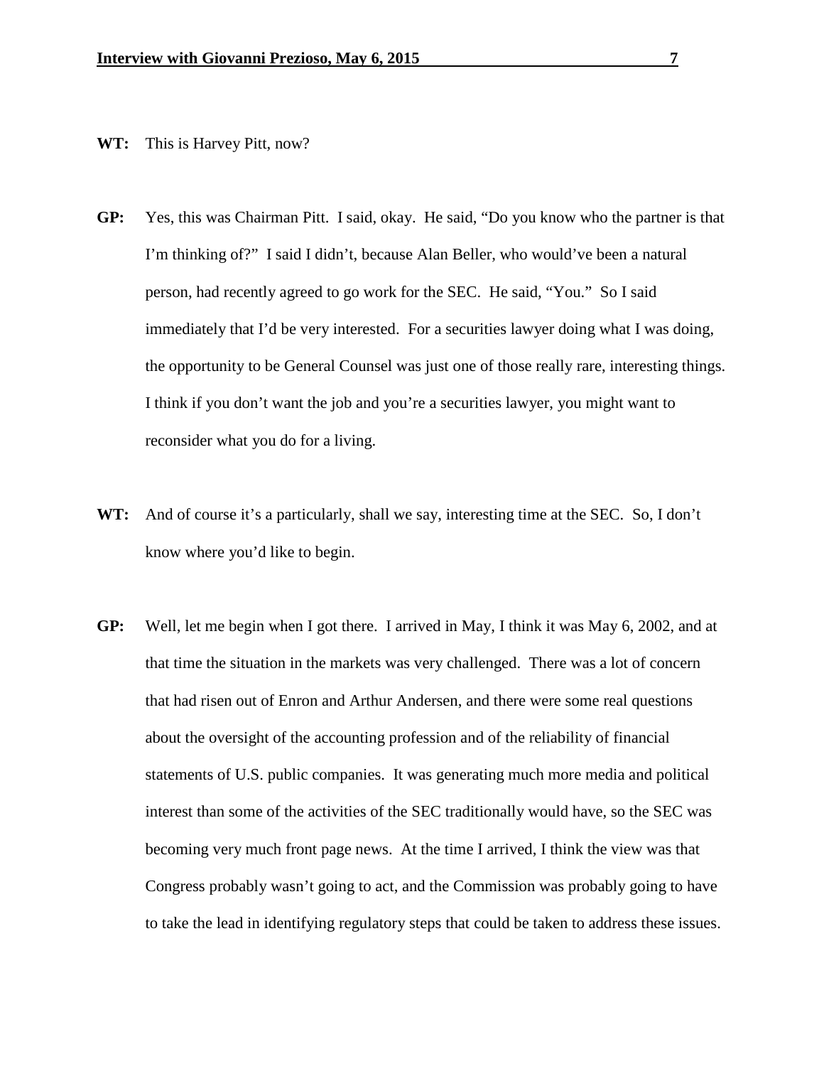**WT:** This is Harvey Pitt, now?

**GP:** Yes, this was Chairman Pitt. I said, okay. He said, "Do you know who the partner is that I'm thinking of?" I said I didn't, because Alan Beller, who would've been a natural person, had recently agreed to go work for the SEC. He said, "You." So I said immediately that I'd be very interested. For a securities lawyer doing what I was doing, the opportunity to be General Counsel was just one of those really rare, interesting things. I think if you don't want the job and you're a securities lawyer, you might want to reconsider what you do for a living.

**WT:** And of course it's a particularly, shall we say, interesting time at the SEC. So, I don't know where you'd like to begin.

**GP:** Well, let me begin when I got there. I arrived in May, I think it was May 6, 2002, and at that time the situation in the markets was very challenged. There was a lot of concern that had risen out of Enron and Arthur Andersen, and there were some real questions about the oversight of the accounting profession and of the reliability of financial statements of U.S. public companies. It was generating much more media and political interest than some of the activities of the SEC traditionally would have, so the SEC was becoming very much front page news. At the time I arrived, I think the view was that Congress probably wasn't going to act, and the Commission was probably going to have to take the lead in identifying regulatory steps that could be taken to address these issues.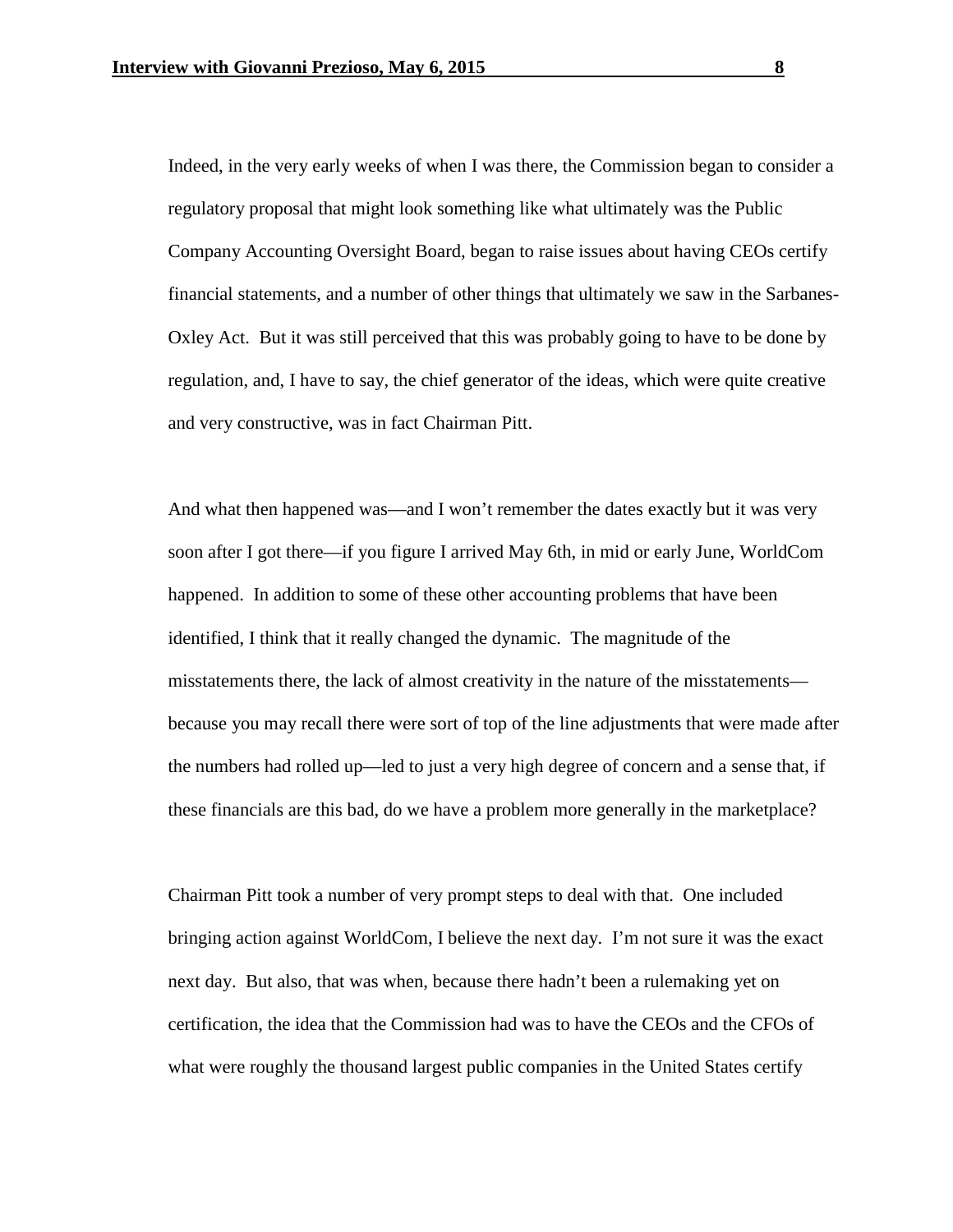Indeed, in the very early weeks of when I was there, the Commission began to consider a regulatory proposal that might look something like what ultimately was the Public Company Accounting Oversight Board, began to raise issues about having CEOs certify financial statements, and a number of other things that ultimately we saw in the Sarbanes-Oxley Act. But it was still perceived that this was probably going to have to be done by regulation, and, I have to say, the chief generator of the ideas, which were quite creative and very constructive, was in fact Chairman Pitt.

And what then happened was—and I won't remember the dates exactly but it was very soon after I got there—if you figure I arrived May 6th, in mid or early June, WorldCom happened. In addition to some of these other accounting problems that have been identified, I think that it really changed the dynamic. The magnitude of the misstatements there, the lack of almost creativity in the nature of the misstatements—because you may recall there were sort of top of the line adjustments that were made after the numbers had rolled up—led to just a very high degree of concern and a sense that, if these financials are this bad, do we have a problem more generally in the marketplace?

Chairman Pitt took a number of very prompt steps to deal with that. One included bringing action against WorldCom, I believe the next day. I'm not sure it was the exact next day. But also, that was when, because there hadn't been a rulemaking yet on certification, the idea that the Commission had was to have the CEOs and the CFOs of what were roughly the thousand largest public companies in the United States certify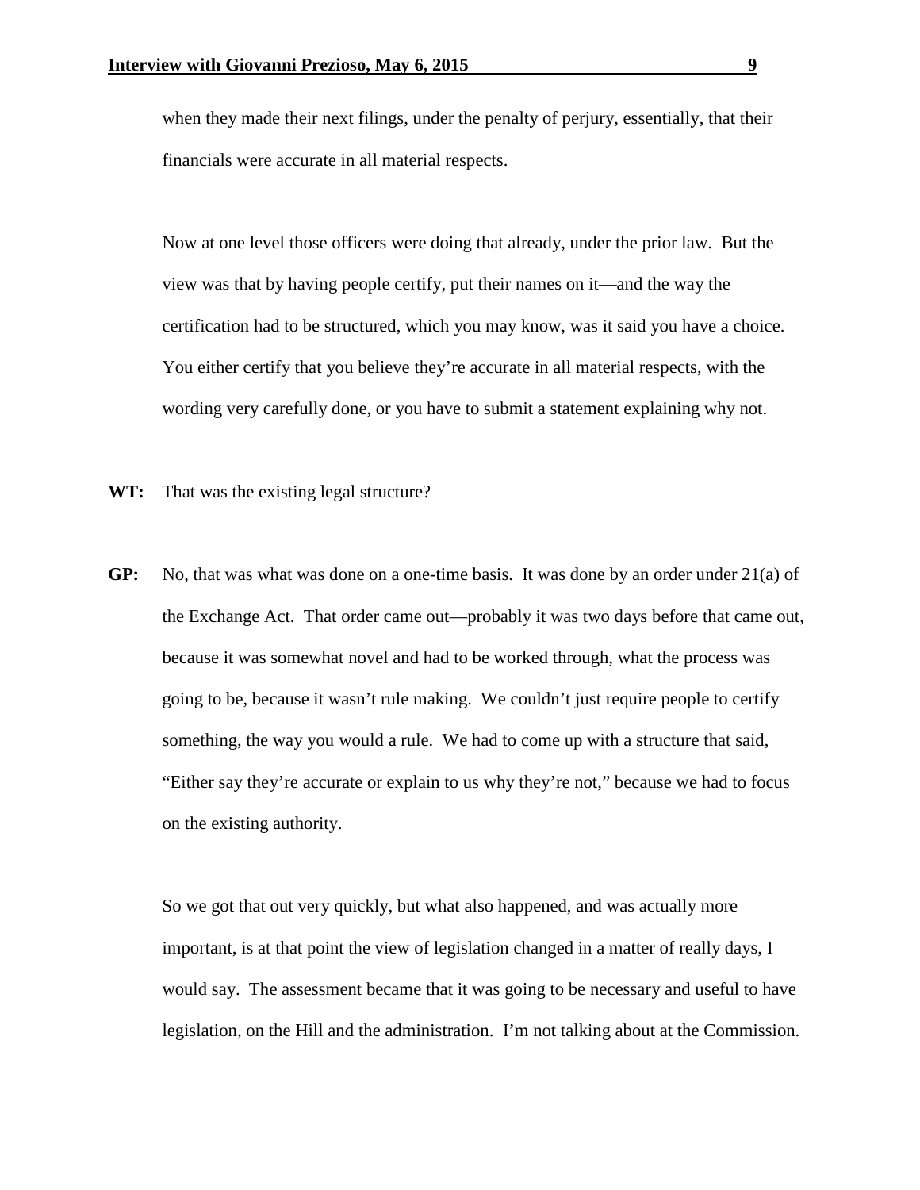when they made their next filings, under the penalty of perjury, essentially, that their financials were accurate in all material respects.

Now at one level those officers were doing that already, under the prior law. But the view was that by having people certify, put their names on it—and the way the certification had to be structured, which you may know, was it said you have a choice. You either certify that you believe they're accurate in all material respects, with the wording very carefully done, or you have to submit a statement explaining why not.

**WT:** That was the existing legal structure?

**GP:** No, that was what was done on a one-time basis. It was done by an order under 21(a) of the Exchange Act. That order came out—probably it was two days before that came out, because it was somewhat novel and had to be worked through, what the process was going to be, because it wasn't rule making. We couldn't just require people to certify something, the way you would a rule. We had to come up with a structure that said, "Either say they're accurate or explain to us why they're not," because we had to focus on the existing authority.

So we got that out very quickly, but what also happened, and was actually more important, is at that point the view of legislation changed in a matter of really days, I would say. The assessment became that it was going to be necessary and useful to have legislation, on the Hill and the administration. I'm not talking about at the Commission.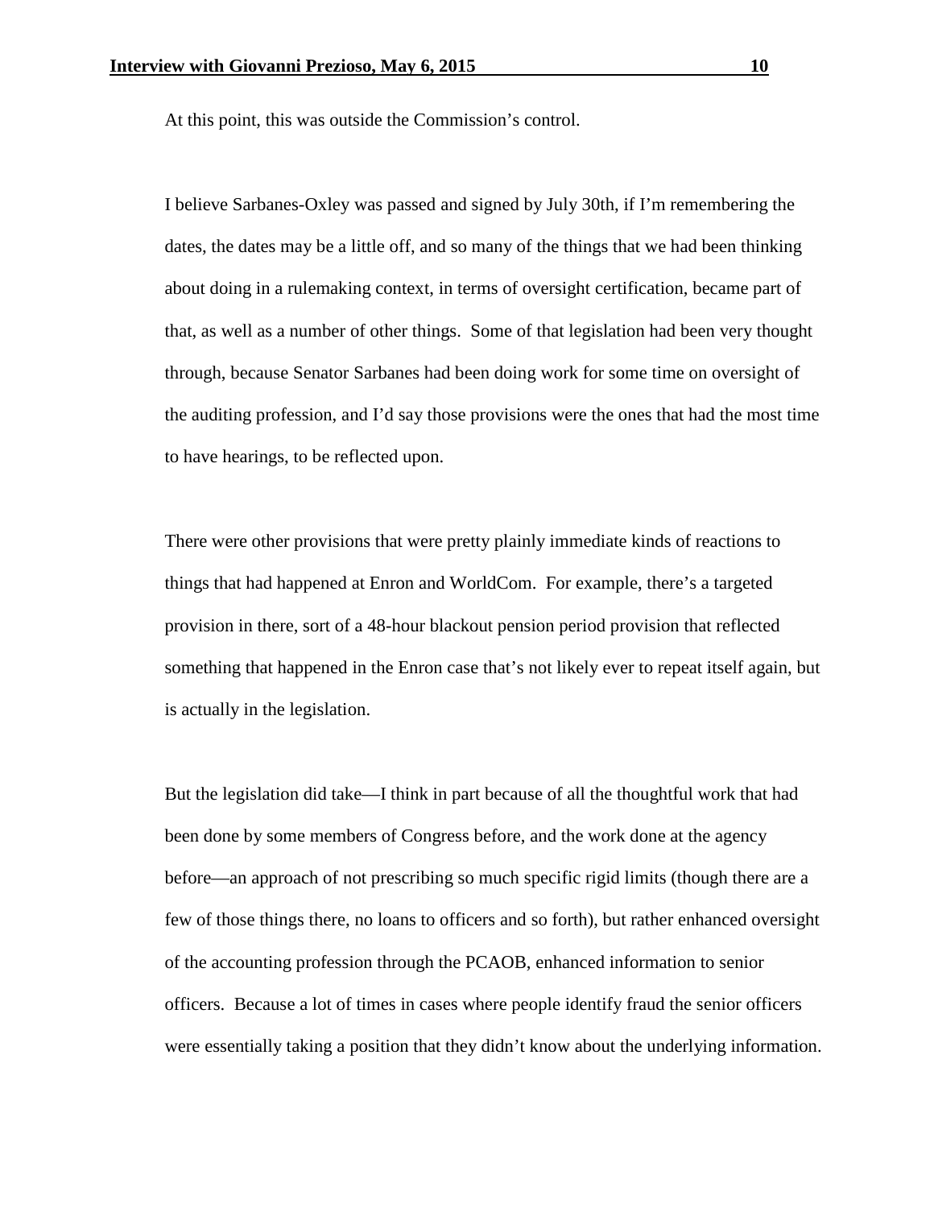At this point, this was outside the Commission's control.

I believe Sarbanes-Oxley was passed and signed by July 30th, if I'm remembering the dates, the dates may be a little off, and so many of the things that we had been thinking about doing in a rulemaking context, in terms of oversight certification, became part of that, as well as a number of other things. Some of that legislation had been very thought through, because Senator Sarbanes had been doing work for some time on oversight of the auditing profession, and I'd say those provisions were the ones that had the most time to have hearings, to be reflected upon.

There were other provisions that were pretty plainly immediate kinds of reactions to things that had happened at Enron and WorldCom. For example, there's a targeted provision in there, sort of a 48-hour blackout pension period provision that reflected something that happened in the Enron case that's not likely ever to repeat itself again, but is actually in the legislation.

But the legislation did take—I think in part because of all the thoughtful work that had been done by some members of Congress before, and the work done at the agency before—an approach of not prescribing so much specific rigid limits (though there are a few of those things there, no loans to officers and so forth), but rather enhanced oversight of the accounting profession through the PCAOB, enhanced information to senior officers. Because a lot of times in cases where people identify fraud the senior officers were essentially taking a position that they didn't know about the underlying information.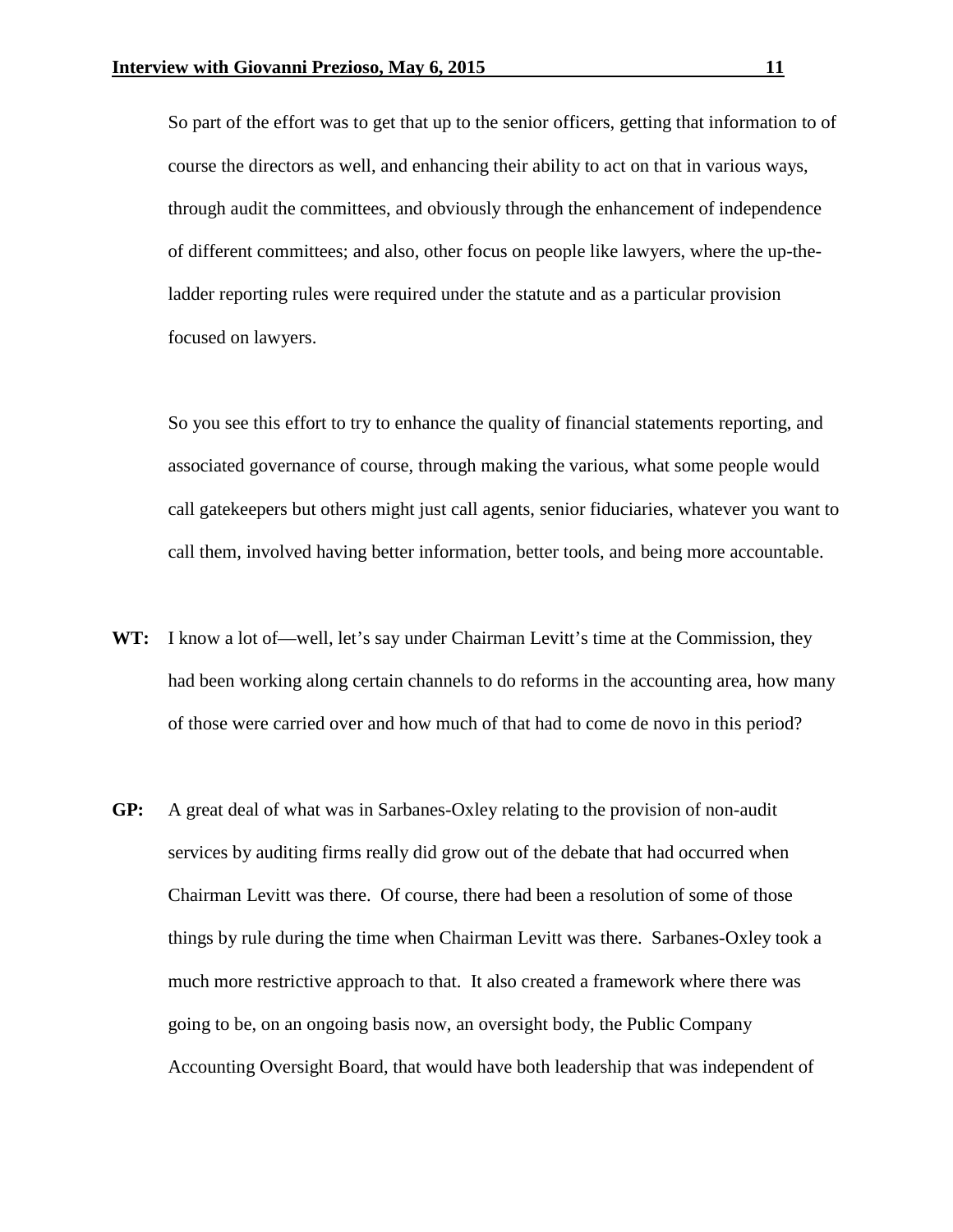So part of the effort was to get that up to the senior officers, getting that information to of course the directors as well, and enhancing their ability to act on that in various ways, through audit the committees, and obviously through the enhancement of independence of different committees; and also, other focus on people like lawyers, where the up-the-ladder reporting rules were required under the statute and as a particular provision focused on lawyers.

So you see this effort to try to enhance the quality of financial statements reporting, and associated governance of course, through making the various, what some people would call gatekeepers but others might just call agents, senior fiduciaries, whatever you want to call them, involved having better information, better tools, and being more accountable.

**WT:** I know a lot of—well, let's say under Chairman Levitt's time at the Commission, they had been working along certain channels to do reforms in the accounting area, how many of those were carried over and how much of that had to come de novo in this period?

**GP:** A great deal of what was in Sarbanes-Oxley relating to the provision of non-audit services by auditing firms really did grow out of the debate that had occurred when Chairman Levitt was there. Of course, there had been a resolution of some of those things by rule during the time when Chairman Levitt was there. Sarbanes-Oxley took a much more restrictive approach to that. It also created a framework where there was going to be, on an ongoing basis now, an oversight body, the Public Company Accounting Oversight Board, that would have both leadership that was independent of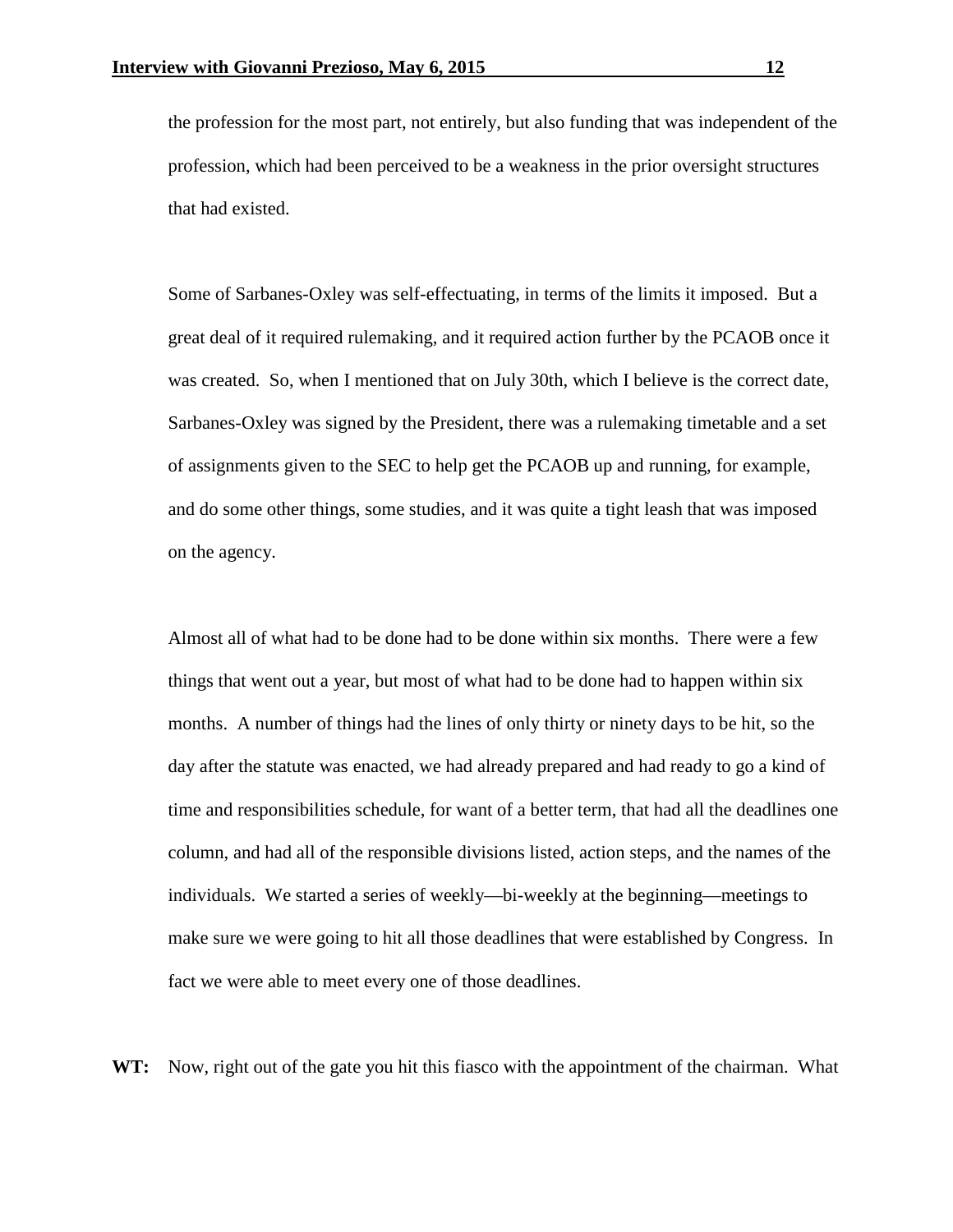the profession for the most part, not entirely, but also funding that was independent of the profession, which had been perceived to be a weakness in the prior oversight structures that had existed.

Some of Sarbanes-Oxley was self-effectuating, in terms of the limits it imposed. But a great deal of it required rulemaking, and it required action further by the PCAOB once it was created. So, when I mentioned that on July 30th, which I believe is the correct date, Sarbanes-Oxley was signed by the President, there was a rulemaking timetable and a set of assignments given to the SEC to help get the PCAOB up and running, for example, and do some other things, some studies, and it was quite a tight leash that was imposed on the agency.

Almost all of what had to be done had to be done within six months. There were a few things that went out a year, but most of what had to be done had to happen within six months. A number of things had the lines of only thirty or ninety days to be hit, so the day after the statute was enacted, we had already prepared and had ready to go a kind of time and responsibilities schedule, for want of a better term, that had all the deadlines one column, and had all of the responsible divisions listed, action steps, and the names of the individuals. We started a series of weekly—bi-weekly at the beginning—meetings to make sure we were going to hit all those deadlines that were established by Congress. In fact we were able to meet every one of those deadlines.

**WT:** Now, right out of the gate you hit this fiasco with the appointment of the chairman. What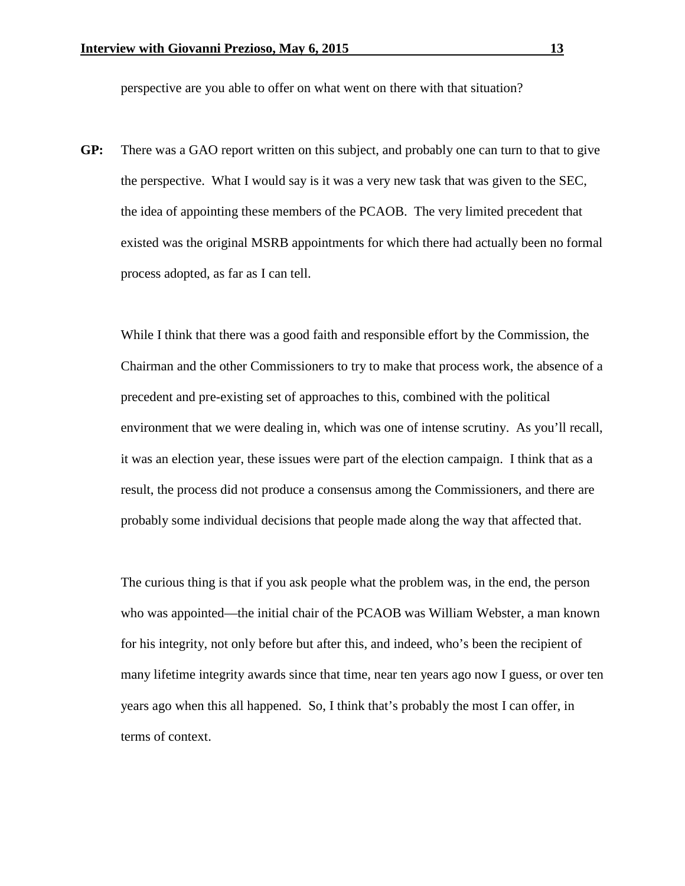perspective are you able to offer on what went on there with that situation?

**GP:** There was a GAO report written on this subject, and probably one can turn to that to give the perspective. What I would say is it was a very new task that was given to the SEC, the idea of appointing these members of the PCAOB. The very limited precedent that existed was the original MSRB appointments for which there had actually been no formal process adopted, as far as I can tell.

While I think that there was a good faith and responsible effort by the Commission, the Chairman and the other Commissioners to try to make that process work, the absence of a precedent and pre-existing set of approaches to this, combined with the political environment that we were dealing in, which was one of intense scrutiny. As you'll recall, it was an election year, these issues were part of the election campaign. I think that as a result, the process did not produce a consensus among the Commissioners, and there are probably some individual decisions that people made along the way that affected that.

The curious thing is that if you ask people what the problem was, in the end, the person who was appointed—the initial chair of the PCAOB was William Webster, a man known for his integrity, not only before but after this, and indeed, who's been the recipient of many lifetime integrity awards since that time, near ten years ago now I guess, or over ten years ago when this all happened. So, I think that's probably the most I can offer, in terms of context.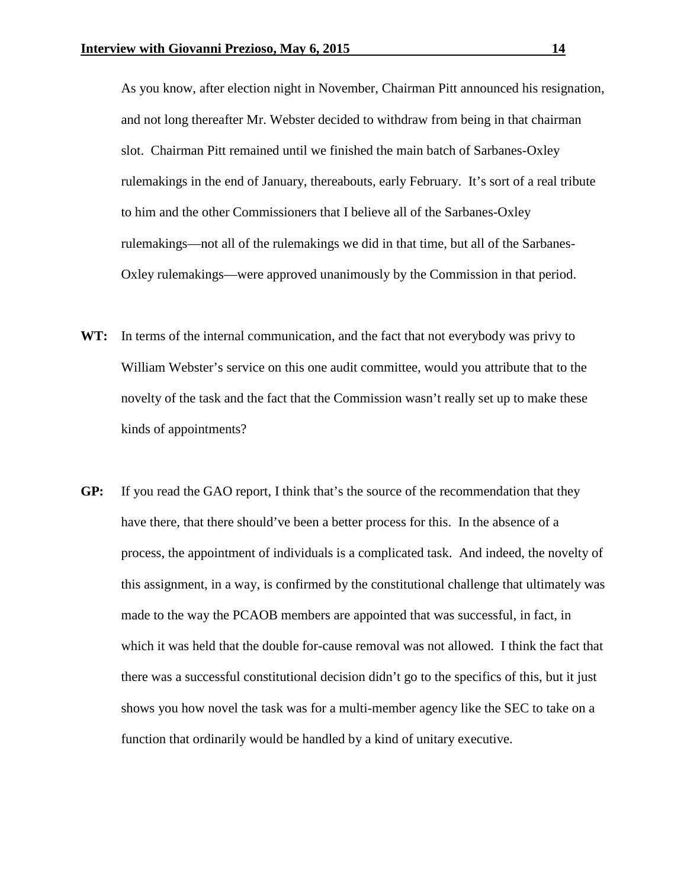As you know, after election night in November, Chairman Pitt announced his resignation, and not long thereafter Mr. Webster decided to withdraw from being in that chairman slot. Chairman Pitt remained until we finished the main batch of Sarbanes-Oxley rulemakings in the end of January, thereabouts, early February. It's sort of a real tribute to him and the other Commissioners that I believe all of the Sarbanes-Oxley rulemakings—not all of the rulemakings we did in that time, but all of the Sarbanes-Oxley rulemakings—were approved unanimously by the Commission in that period.

**WT:** In terms of the internal communication, and the fact that not everybody was privy to William Webster's service on this one audit committee, would you attribute that to the novelty of the task and the fact that the Commission wasn't really set up to make these kinds of appointments?

**GP:** If you read the GAO report, I think that's the source of the recommendation that they have there, that there should've been a better process for this. In the absence of a process, the appointment of individuals is a complicated task. And indeed, the novelty of this assignment, in a way, is confirmed by the constitutional challenge that ultimately was made to the way the PCAOB members are appointed that was successful, in fact, in which it was held that the double for-cause removal was not allowed. I think the fact that there was a successful constitutional decision didn't go to the specifics of this, but it just shows you how novel the task was for a multi-member agency like the SEC to take on a function that ordinarily would be handled by a kind of unitary executive.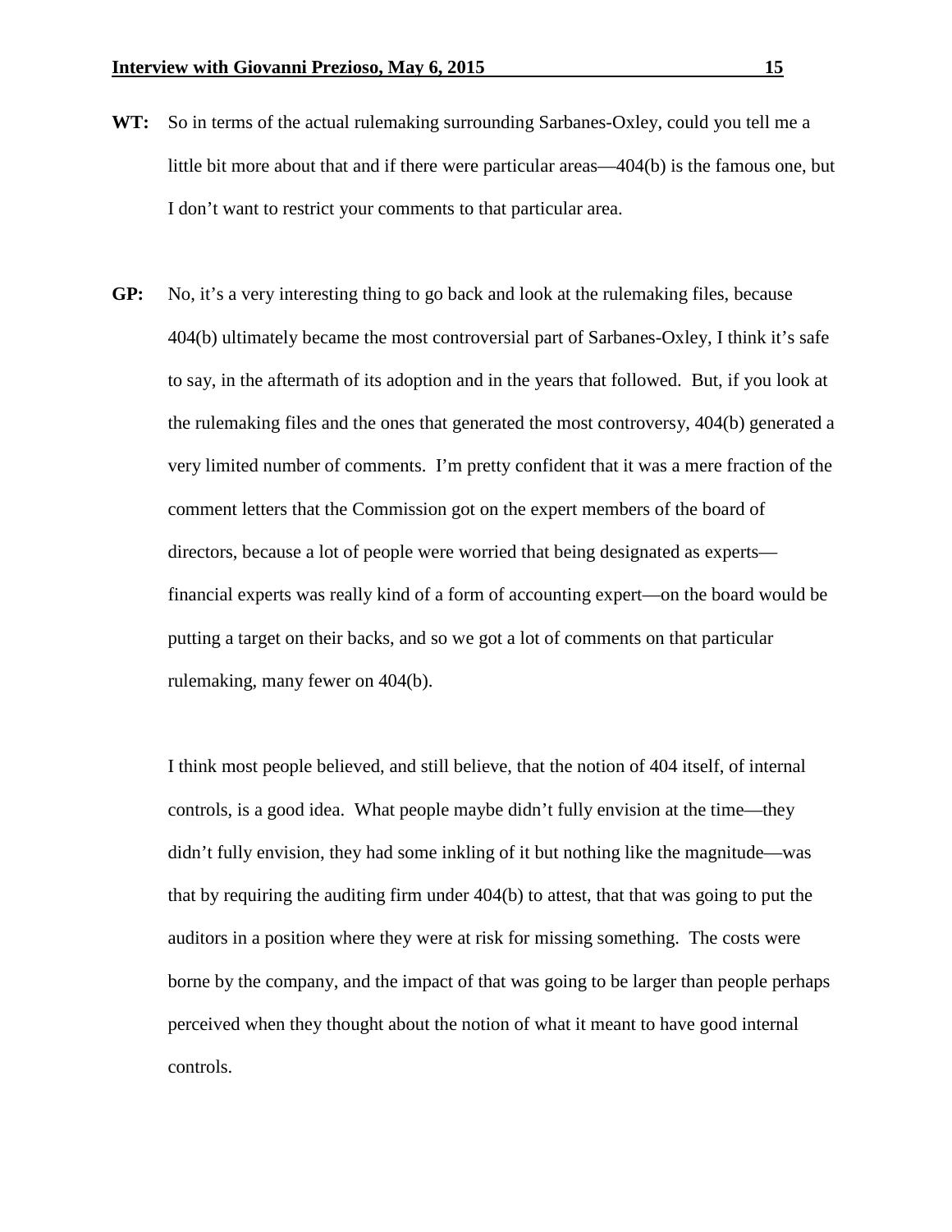**WT:** So in terms of the actual rulemaking surrounding Sarbanes-Oxley, could you tell me a little bit more about that and if there were particular areas—404(b) is the famous one, but I don't want to restrict your comments to that particular area.

**GP:** No, it's a very interesting thing to go back and look at the rulemaking files, because 404(b) ultimately became the most controversial part of Sarbanes-Oxley, I think it's safe to say, in the aftermath of its adoption and in the years that followed. But, if you look at the rulemaking files and the ones that generated the most controversy, 404(b) generated a very limited number of comments. I'm pretty confident that it was a mere fraction of the comment letters that the Commission got on the expert members of the board of directors, because a lot of people were worried that being designated as experts—financial experts was really kind of a form of accounting expert—on the board would be putting a target on their backs, and so we got a lot of comments on that particular rulemaking, many fewer on 404(b).

I think most people believed, and still believe, that the notion of 404 itself, of internal controls, is a good idea. What people maybe didn't fully envision at the time—they didn't fully envision, they had some inkling of it but nothing like the magnitude—was that by requiring the auditing firm under 404(b) to attest, that that was going to put the auditors in a position where they were at risk for missing something. The costs were borne by the company, and the impact of that was going to be larger than people perhaps perceived when they thought about the notion of what it meant to have good internal controls.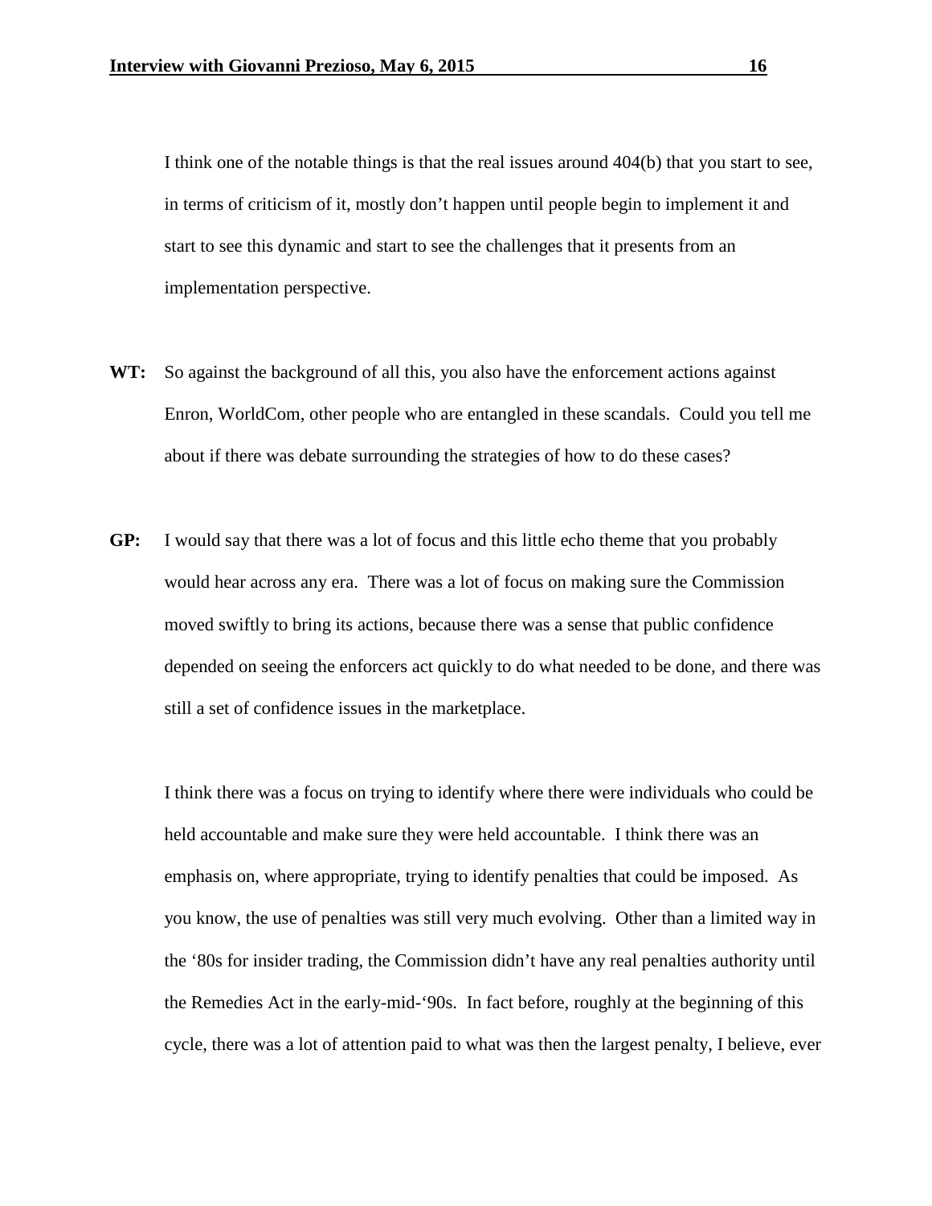I think one of the notable things is that the real issues around 404(b) that you start to see, in terms of criticism of it, mostly don't happen until people begin to implement it and start to see this dynamic and start to see the challenges that it presents from an implementation perspective.

**WT:** So against the background of all this, you also have the enforcement actions against Enron, WorldCom, other people who are entangled in these scandals. Could you tell me about if there was debate surrounding the strategies of how to do these cases?

**GP:** I would say that there was a lot of focus and this little echo theme that you probably would hear across any era. There was a lot of focus on making sure the Commission moved swiftly to bring its actions, because there was a sense that public confidence depended on seeing the enforcers act quickly to do what needed to be done, and there was still a set of confidence issues in the marketplace.

I think there was a focus on trying to identify where there were individuals who could be held accountable and make sure they were held accountable. I think there was an emphasis on, where appropriate, trying to identify penalties that could be imposed. As you know, the use of penalties was still very much evolving. Other than a limited way in the '80s for insider trading, the Commission didn't have any real penalties authority until the Remedies Act in the early-mid-'90s. In fact before, roughly at the beginning of this cycle, there was a lot of attention paid to what was then the largest penalty, I believe, ever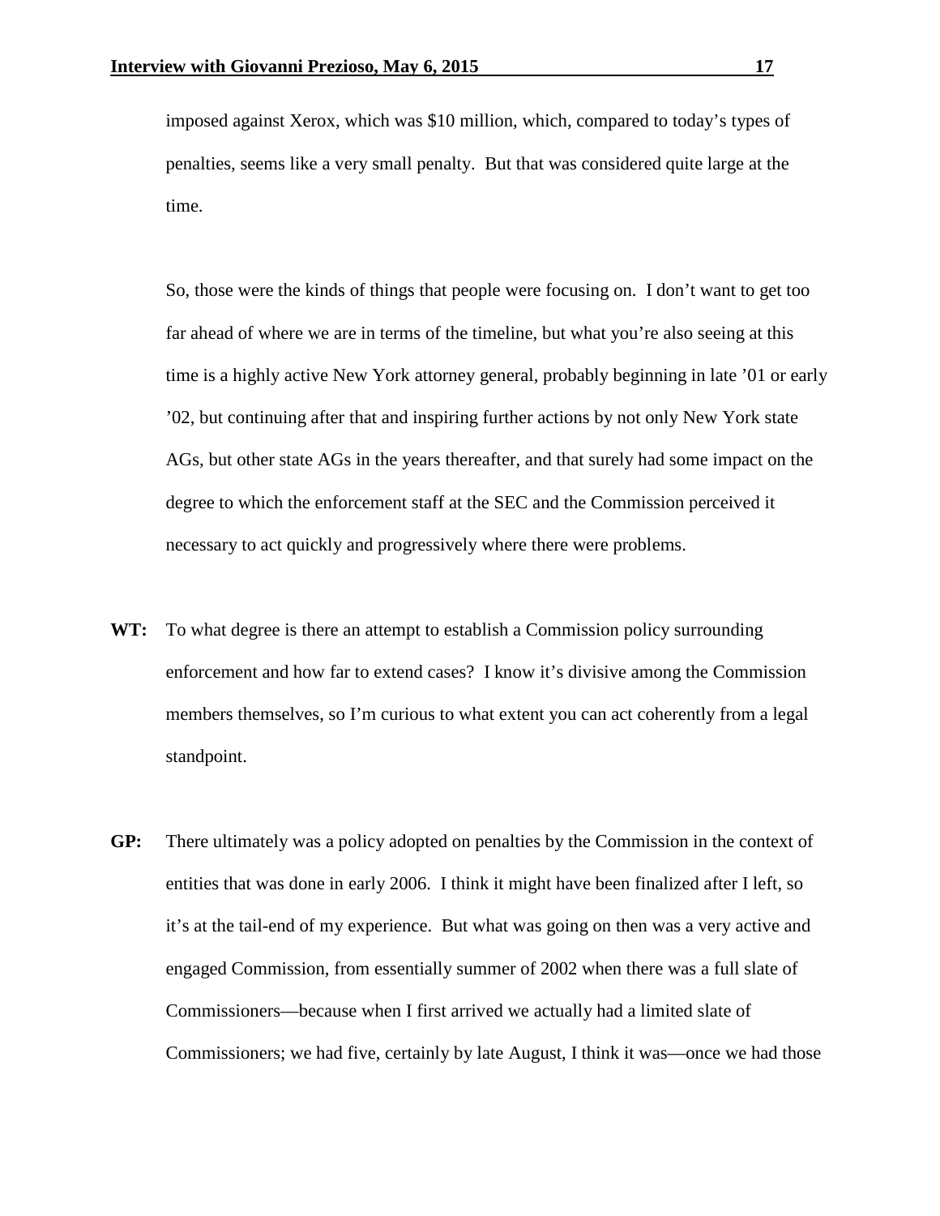imposed against Xerox, which was $10 million, which, compared to today's types of penalties, seems like a very small penalty. But that was considered quite large at the time.

So, those were the kinds of things that people were focusing on. I don't want to get too far ahead of where we are in terms of the timeline, but what you're also seeing at this time is a highly active New York attorney general, probably beginning in late '01 or early '02, but continuing after that and inspiring further actions by not only New York state AGs, but other state AGs in the years thereafter, and that surely had some impact on the degree to which the enforcement staff at the SEC and the Commission perceived it necessary to act quickly and progressively where there were problems.

**WT:** To what degree is there an attempt to establish a Commission policy surrounding enforcement and how far to extend cases? I know it's divisive among the Commission members themselves, so I'm curious to what extent you can act coherently from a legal standpoint.

**GP:** There ultimately was a policy adopted on penalties by the Commission in the context of entities that was done in early 2006. I think it might have been finalized after I left, so it's at the tail-end of my experience. But what was going on then was a very active and engaged Commission, from essentially summer of 2002 when there was a full slate of Commissioners—because when I first arrived we actually had a limited slate of Commissioners; we had five, certainly by late August, I think it was—once we had those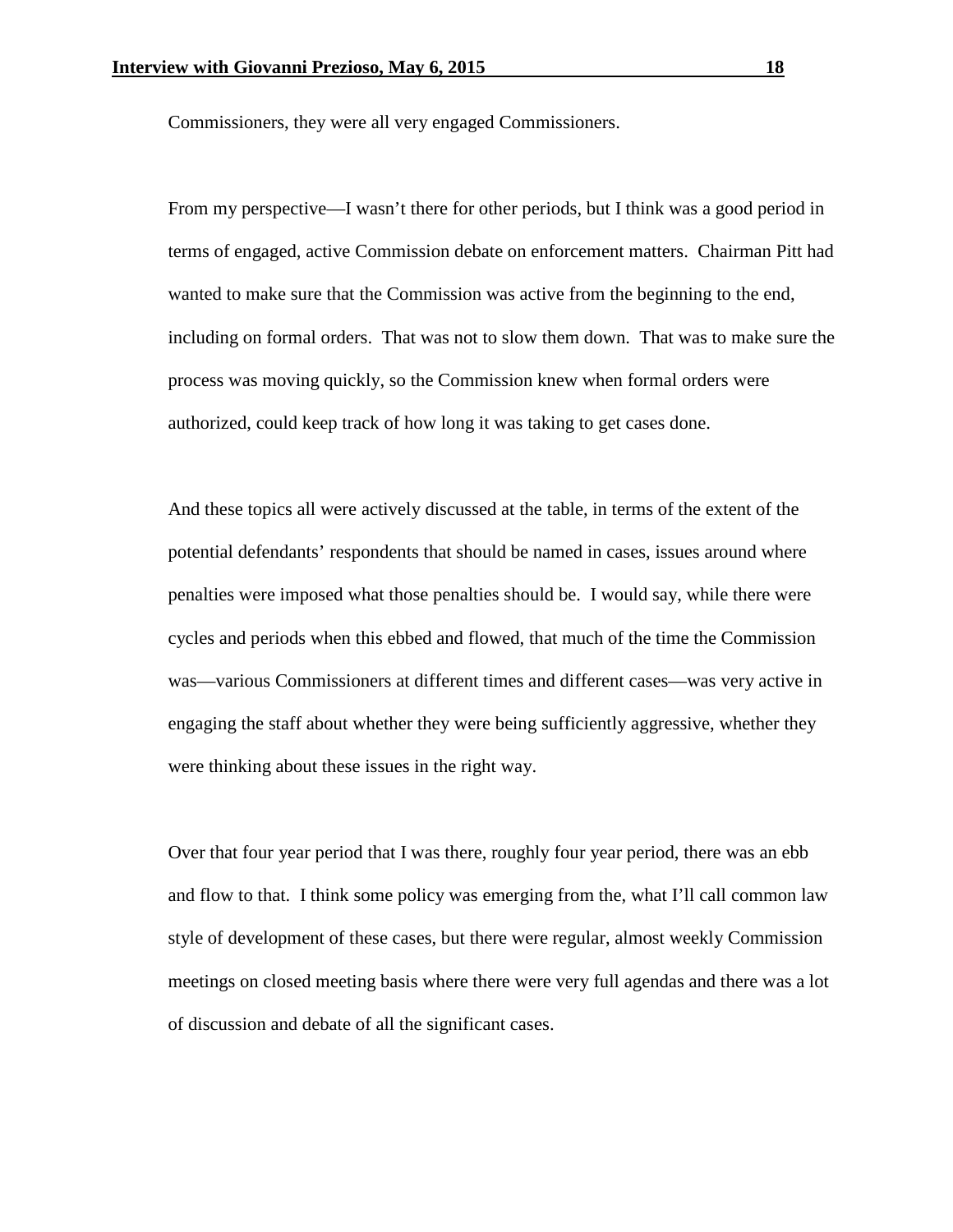Commissioners, they were all very engaged Commissioners.

From my perspective—I wasn't there for other periods, but I think was a good period in terms of engaged, active Commission debate on enforcement matters. Chairman Pitt had wanted to make sure that the Commission was active from the beginning to the end, including on formal orders. That was not to slow them down. That was to make sure the process was moving quickly, so the Commission knew when formal orders were authorized, could keep track of how long it was taking to get cases done.

And these topics all were actively discussed at the table, in terms of the extent of the potential defendants' respondents that should be named in cases, issues around where penalties were imposed what those penalties should be. I would say, while there were cycles and periods when this ebbed and flowed, that much of the time the Commission was—various Commissioners at different times and different cases—was very active in engaging the staff about whether they were being sufficiently aggressive, whether they were thinking about these issues in the right way.

Over that four year period that I was there, roughly four year period, there was an ebb and flow to that. I think some policy was emerging from the, what I'll call common law style of development of these cases, but there were regular, almost weekly Commission meetings on closed meeting basis where there were very full agendas and there was a lot of discussion and debate of all the significant cases.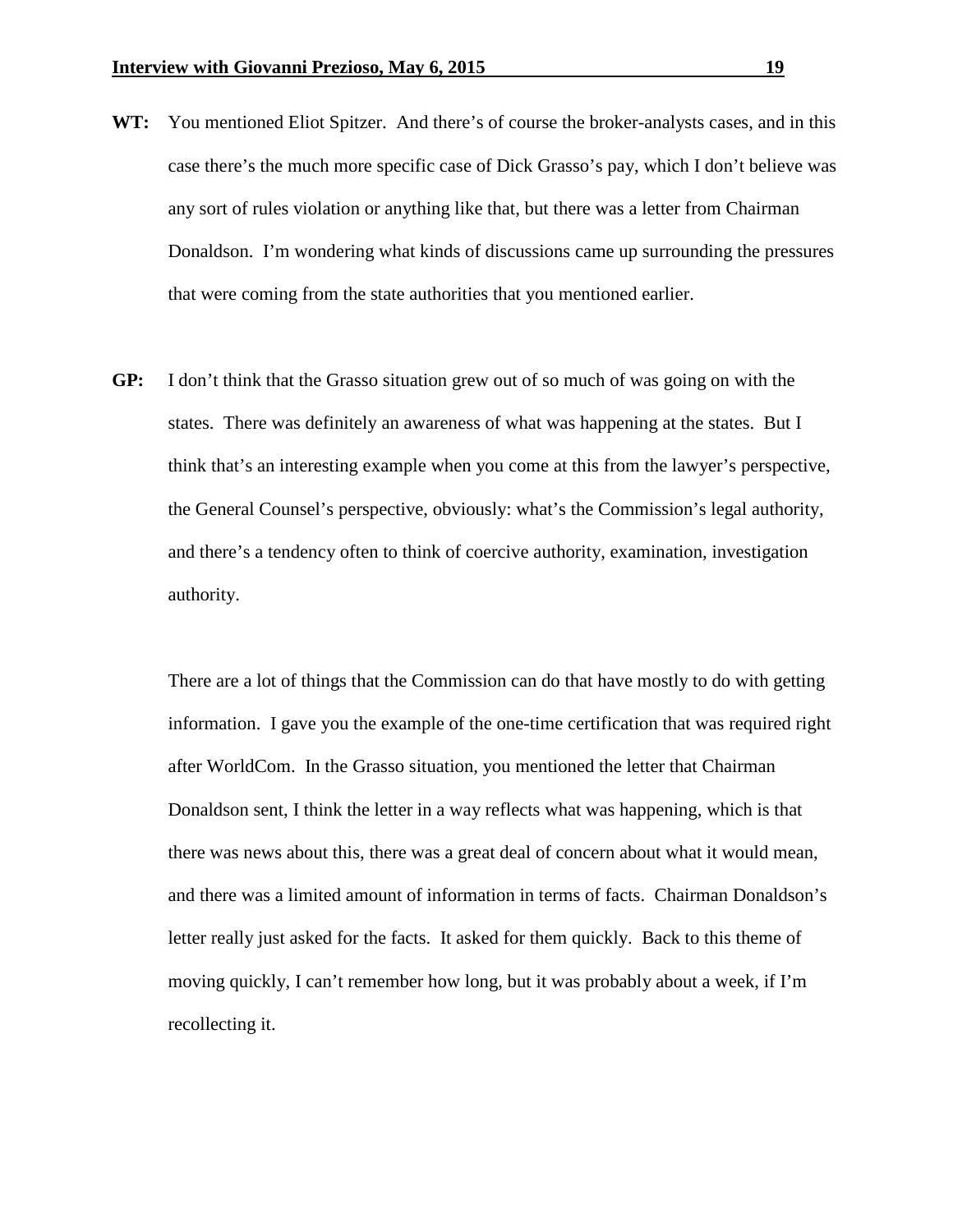**WT:** You mentioned Eliot Spitzer. And there's of course the broker-analysts cases, and in this case there's the much more specific case of Dick Grasso's pay, which I don't believe was any sort of rules violation or anything like that, but there was a letter from Chairman Donaldson. I'm wondering what kinds of discussions came up surrounding the pressures that were coming from the state authorities that you mentioned earlier.

**GP:** I don't think that the Grasso situation grew out of so much of was going on with the states. There was definitely an awareness of what was happening at the states. But I think that's an interesting example when you come at this from the lawyer's perspective, the General Counsel's perspective, obviously: what's the Commission's legal authority, and there's a tendency often to think of coercive authority, examination, investigation authority.

There are a lot of things that the Commission can do that have mostly to do with getting information. I gave you the example of the one-time certification that was required right after WorldCom. In the Grasso situation, you mentioned the letter that Chairman Donaldson sent, I think the letter in a way reflects what was happening, which is that there was news about this, there was a great deal of concern about what it would mean, and there was a limited amount of information in terms of facts. Chairman Donaldson's letter really just asked for the facts. It asked for them quickly. Back to this theme of moving quickly, I can't remember how long, but it was probably about a week, if I'm recollecting it.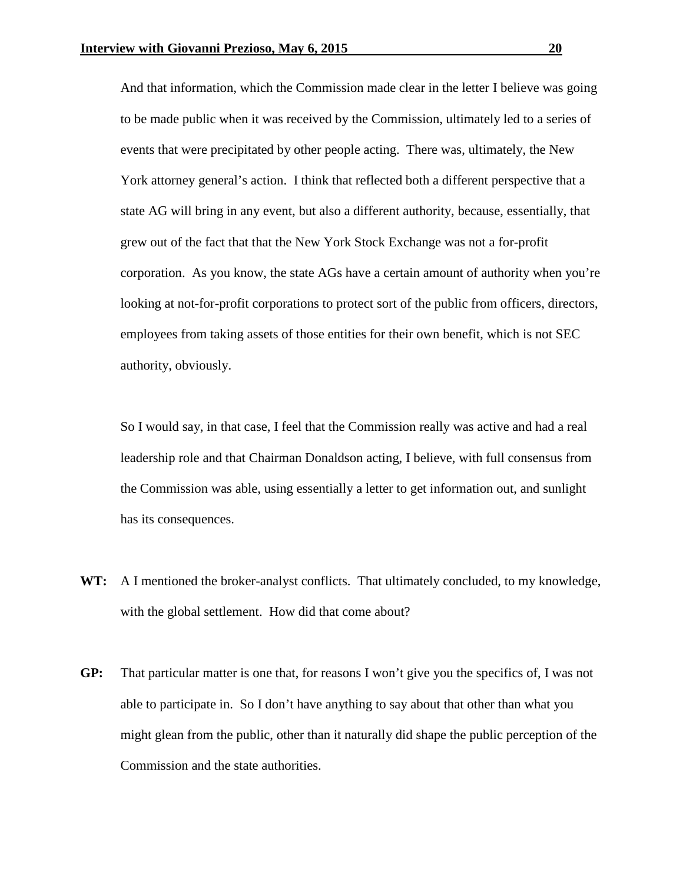And that information, which the Commission made clear in the letter I believe was going to be made public when it was received by the Commission, ultimately led to a series of events that were precipitated by other people acting. There was, ultimately, the New York attorney general's action. I think that reflected both a different perspective that a state AG will bring in any event, but also a different authority, because, essentially, that grew out of the fact that that the New York Stock Exchange was not a for-profit corporation. As you know, the state AGs have a certain amount of authority when you're looking at not-for-profit corporations to protect sort of the public from officers, directors, employees from taking assets of those entities for their own benefit, which is not SEC authority, obviously.

So I would say, in that case, I feel that the Commission really was active and had a real leadership role and that Chairman Donaldson acting, I believe, with full consensus from the Commission was able, using essentially a letter to get information out, and sunlight has its consequences.

**WT:** A I mentioned the broker-analyst conflicts. That ultimately concluded, to my knowledge, with the global settlement. How did that come about?

**GP:** That particular matter is one that, for reasons I won't give you the specifics of, I was not able to participate in. So I don't have anything to say about that other than what you might glean from the public, other than it naturally did shape the public perception of the Commission and the state authorities.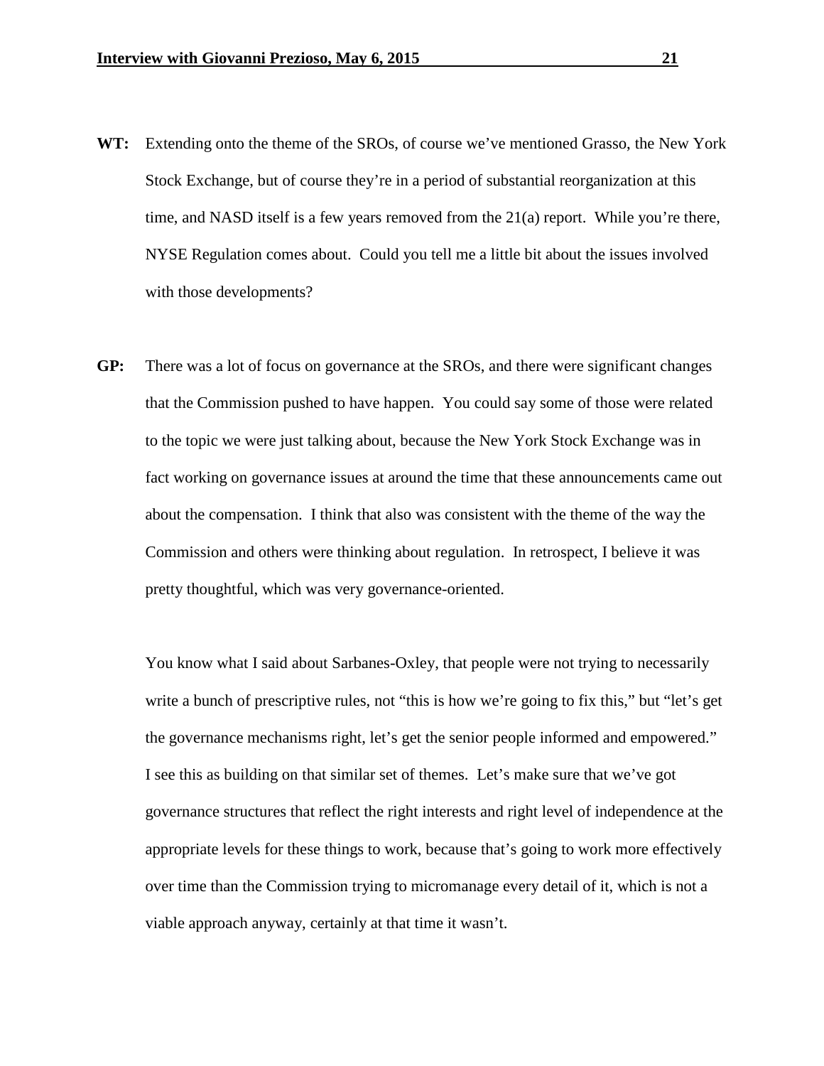**WT:** Extending onto the theme of the SROs, of course we've mentioned Grasso, the New York Stock Exchange, but of course they're in a period of substantial reorganization at this time, and NASD itself is a few years removed from the 21(a) report. While you're there, NYSE Regulation comes about. Could you tell me a little bit about the issues involved with those developments?

**GP:** There was a lot of focus on governance at the SROs, and there were significant changes that the Commission pushed to have happen. You could say some of those were related to the topic we were just talking about, because the New York Stock Exchange was in fact working on governance issues at around the time that these announcements came out about the compensation. I think that also was consistent with the theme of the way the Commission and others were thinking about regulation. In retrospect, I believe it was pretty thoughtful, which was very governance-oriented.

You know what I said about Sarbanes-Oxley, that people were not trying to necessarily write a bunch of prescriptive rules, not "this is how we're going to fix this," but "let's get the governance mechanisms right, let's get the senior people informed and empowered." I see this as building on that similar set of themes. Let's make sure that we've got governance structures that reflect the right interests and right level of independence at the appropriate levels for these things to work, because that's going to work more effectively over time than the Commission trying to micromanage every detail of it, which is not a viable approach anyway, certainly at that time it wasn't.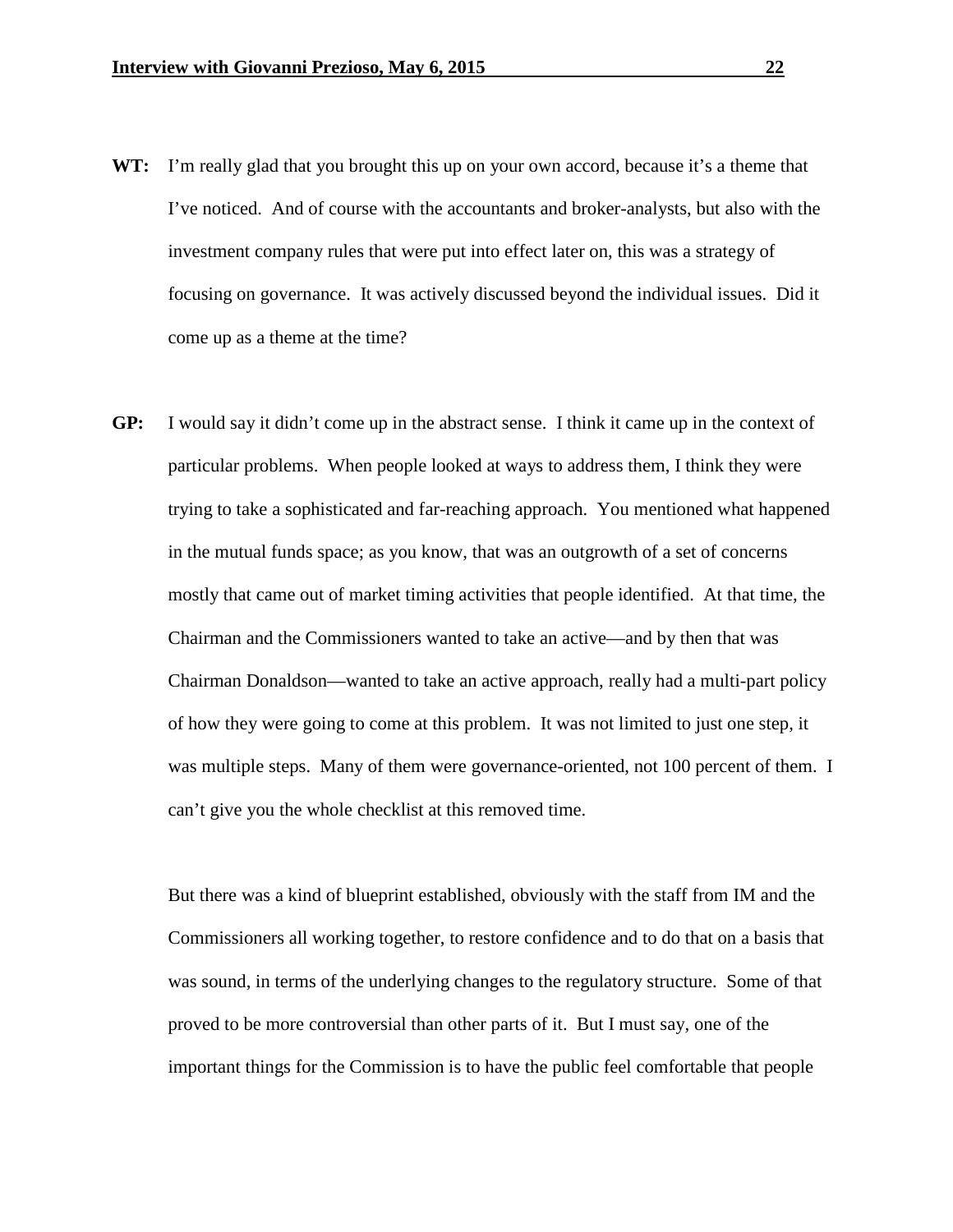**WT:** I'm really glad that you brought this up on your own accord, because it's a theme that I've noticed. And of course with the accountants and broker-analysts, but also with the investment company rules that were put into effect later on, this was a strategy of focusing on governance. It was actively discussed beyond the individual issues. Did it come up as a theme at the time?

**GP:** I would say it didn't come up in the abstract sense. I think it came up in the context of particular problems. When people looked at ways to address them, I think they were trying to take a sophisticated and far-reaching approach. You mentioned what happened in the mutual funds space; as you know, that was an outgrowth of a set of concerns mostly that came out of market timing activities that people identified. At that time, the Chairman and the Commissioners wanted to take an active—and by then that was Chairman Donaldson—wanted to take an active approach, really had a multi-part policy of how they were going to come at this problem. It was not limited to just one step, it was multiple steps. Many of them were governance-oriented, not 100 percent of them. I can't give you the whole checklist at this removed time.

But there was a kind of blueprint established, obviously with the staff from IM and the Commissioners all working together, to restore confidence and to do that on a basis that was sound, in terms of the underlying changes to the regulatory structure. Some of that proved to be more controversial than other parts of it. But I must say, one of the important things for the Commission is to have the public feel comfortable that people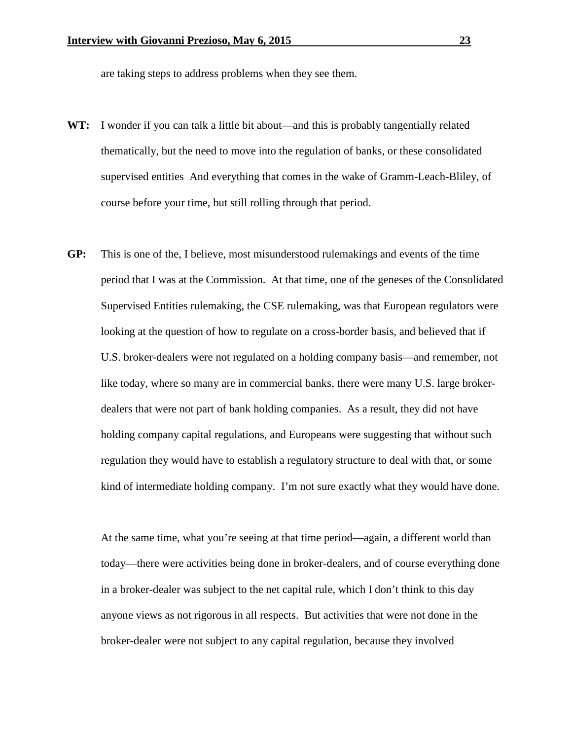are taking steps to address problems when they see them.

**WT:** I wonder if you can talk a little bit about—and this is probably tangentially related thematically, but the need to move into the regulation of banks, or these consolidated supervised entities And everything that comes in the wake of Gramm-Leach-Bliley, of course before your time, but still rolling through that period.

**GP:** This is one of the, I believe, most misunderstood rulemakings and events of the time period that I was at the Commission. At that time, one of the geneses of the Consolidated Supervised Entities rulemaking, the CSE rulemaking, was that European regulators were looking at the question of how to regulate on a cross-border basis, and believed that if U.S. broker-dealers were not regulated on a holding company basis—and remember, not like today, where so many are in commercial banks, there were many U.S. large broker-dealers that were not part of bank holding companies. As a result, they did not have holding company capital regulations, and Europeans were suggesting that without such regulation they would have to establish a regulatory structure to deal with that, or some kind of intermediate holding company. I'm not sure exactly what they would have done.

At the same time, what you're seeing at that time period—again, a different world than today—there were activities being done in broker-dealers, and of course everything done in a broker-dealer was subject to the net capital rule, which I don't think to this day anyone views as not rigorous in all respects. But activities that were not done in the broker-dealer were not subject to any capital regulation, because they involved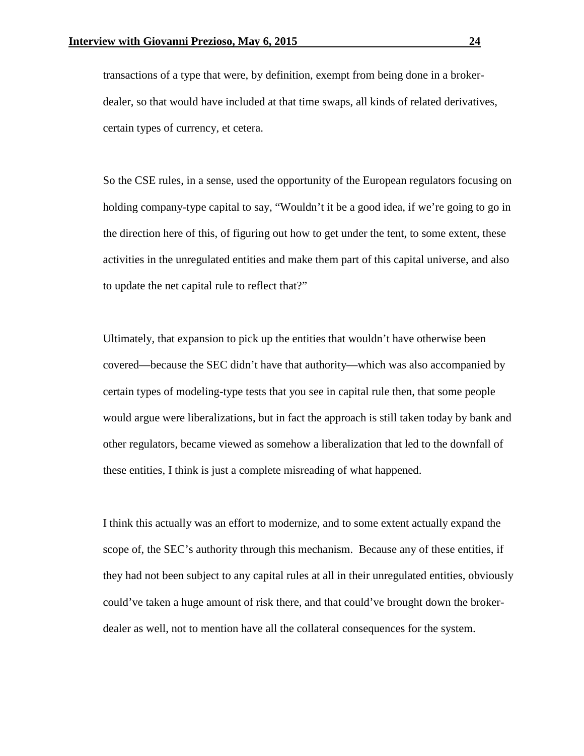transactions of a type that were, by definition, exempt from being done in a broker-dealer, so that would have included at that time swaps, all kinds of related derivatives, certain types of currency, et cetera.

So the CSE rules, in a sense, used the opportunity of the European regulators focusing on holding company-type capital to say, "Wouldn't it be a good idea, if we're going to go in the direction here of this, of figuring out how to get under the tent, to some extent, these activities in the unregulated entities and make them part of this capital universe, and also to update the net capital rule to reflect that?"

Ultimately, that expansion to pick up the entities that wouldn't have otherwise been covered—because the SEC didn't have that authority—which was also accompanied by certain types of modeling-type tests that you see in capital rule then, that some people would argue were liberalizations, but in fact the approach is still taken today by bank and other regulators, became viewed as somehow a liberalization that led to the downfall of these entities, I think is just a complete misreading of what happened.

I think this actually was an effort to modernize, and to some extent actually expand the scope of, the SEC's authority through this mechanism. Because any of these entities, if they had not been subject to any capital rules at all in their unregulated entities, obviously could've taken a huge amount of risk there, and that could've brought down the broker-dealer as well, not to mention have all the collateral consequences for the system.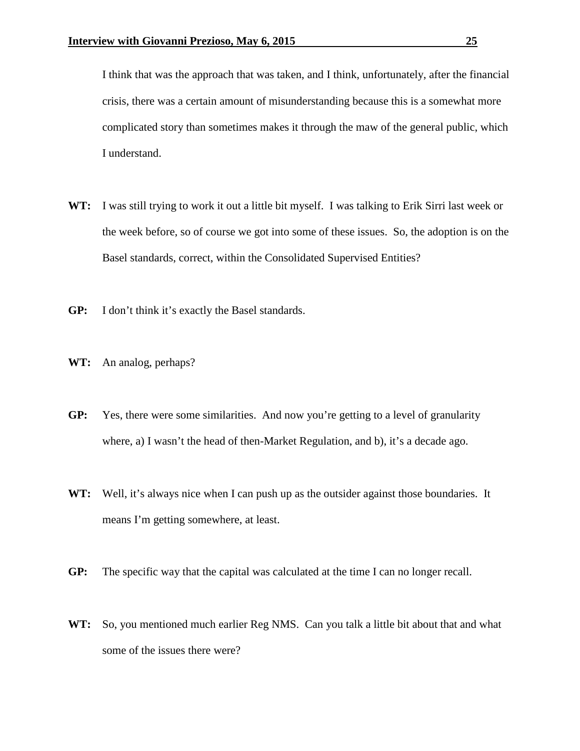I think that was the approach that was taken, and I think, unfortunately, after the financial crisis, there was a certain amount of misunderstanding because this is a somewhat more complicated story than sometimes makes it through the maw of the general public, which I understand.

**WT:** I was still trying to work it out a little bit myself. I was talking to Erik Sirri last week or the week before, so of course we got into some of these issues. So, the adoption is on the Basel standards, correct, within the Consolidated Supervised Entities?

**GP:** I don't think it's exactly the Basel standards.

**WT:** An analog, perhaps?

**GP:** Yes, there were some similarities. And now you're getting to a level of granularity where, a) I wasn't the head of then-Market Regulation, and b), it's a decade ago.

**WT:** Well, it's always nice when I can push up as the outsider against those boundaries. It means I'm getting somewhere, at least.

**GP:** The specific way that the capital was calculated at the time I can no longer recall.

**WT:** So, you mentioned much earlier Reg NMS. Can you talk a little bit about that and what some of the issues there were?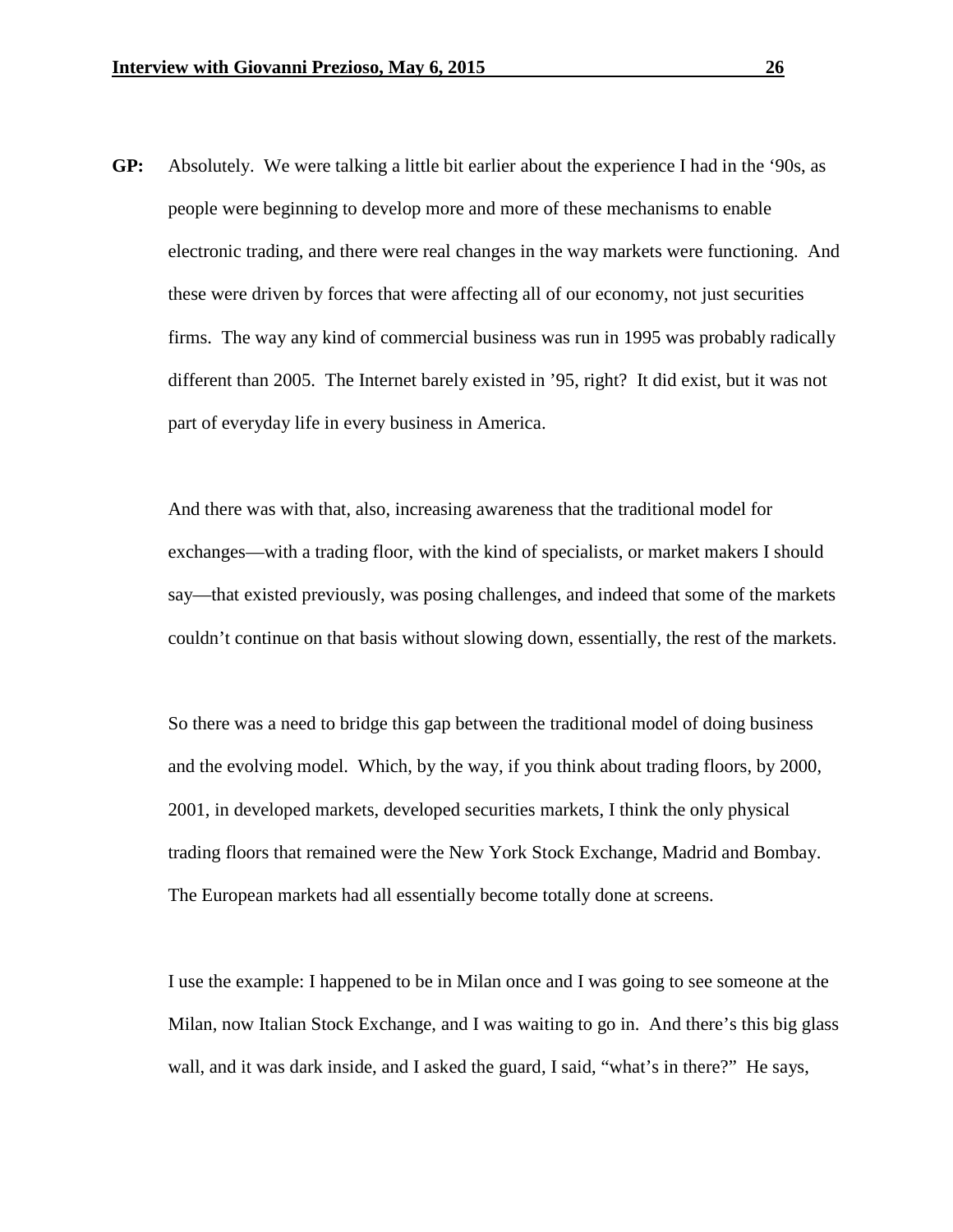**GP:** Absolutely. We were talking a little bit earlier about the experience I had in the '90s, as people were beginning to develop more and more of these mechanisms to enable electronic trading, and there were real changes in the way markets were functioning. And these were driven by forces that were affecting all of our economy, not just securities firms. The way any kind of commercial business was run in 1995 was probably radically different than 2005. The Internet barely existed in '95, right? It did exist, but it was not part of everyday life in every business in America.

And there was with that, also, increasing awareness that the traditional model for exchanges—with a trading floor, with the kind of specialists, or market makers I should say—that existed previously, was posing challenges, and indeed that some of the markets couldn't continue on that basis without slowing down, essentially, the rest of the markets.

So there was a need to bridge this gap between the traditional model of doing business and the evolving model. Which, by the way, if you think about trading floors, by 2000, 2001, in developed markets, developed securities markets, I think the only physical trading floors that remained were the New York Stock Exchange, Madrid and Bombay. The European markets had all essentially become totally done at screens.

I use the example: I happened to be in Milan once and I was going to see someone at the Milan, now Italian Stock Exchange, and I was waiting to go in. And there's this big glass wall, and it was dark inside, and I asked the guard, I said, "what's in there?" He says,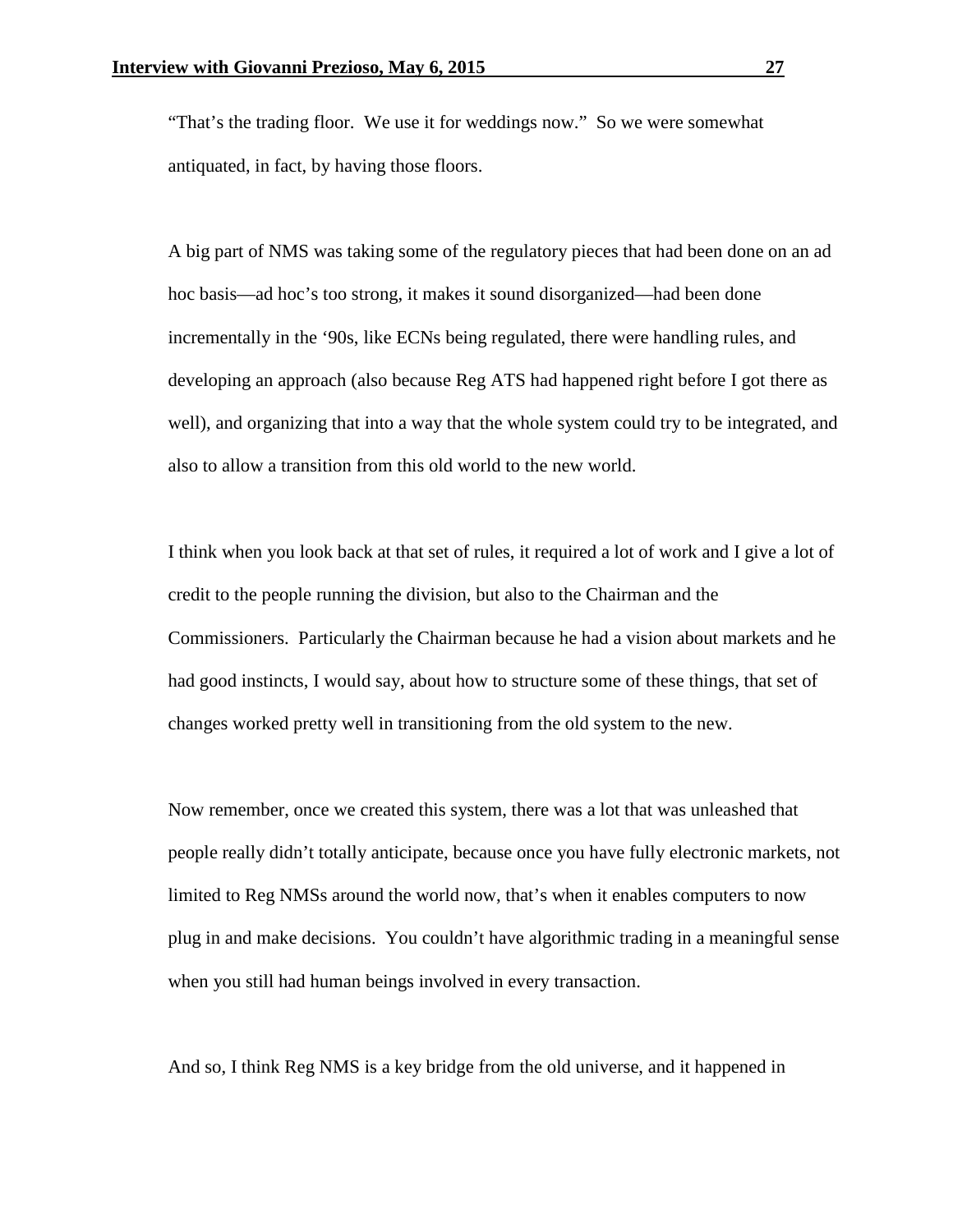"That's the trading floor. We use it for weddings now." So we were somewhat antiquated, in fact, by having those floors.

A big part of NMS was taking some of the regulatory pieces that had been done on an ad hoc basis—ad hoc's too strong, it makes it sound disorganized—had been done incrementally in the '90s, like ECNs being regulated, there were handling rules, and developing an approach (also because Reg ATS had happened right before I got there as well), and organizing that into a way that the whole system could try to be integrated, and also to allow a transition from this old world to the new world.

I think when you look back at that set of rules, it required a lot of work and I give a lot of credit to the people running the division, but also to the Chairman and the Commissioners. Particularly the Chairman because he had a vision about markets and he had good instincts, I would say, about how to structure some of these things, that set of changes worked pretty well in transitioning from the old system to the new.

Now remember, once we created this system, there was a lot that was unleashed that people really didn't totally anticipate, because once you have fully electronic markets, not limited to Reg NMSs around the world now, that's when it enables computers to now plug in and make decisions. You couldn't have algorithmic trading in a meaningful sense when you still had human beings involved in every transaction.

And so, I think Reg NMS is a key bridge from the old universe, and it happened in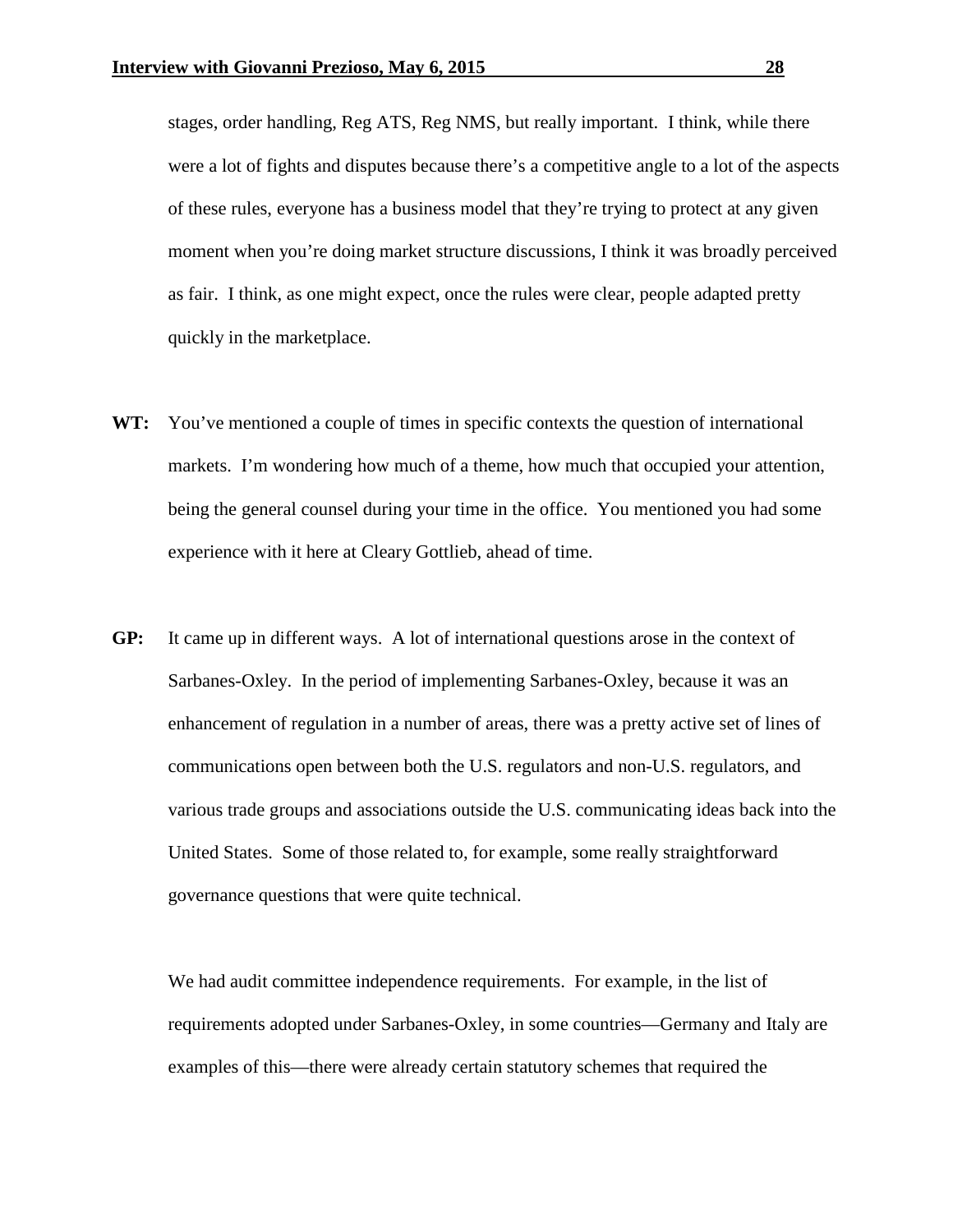stages, order handling, Reg ATS, Reg NMS, but really important. I think, while there were a lot of fights and disputes because there's a competitive angle to a lot of the aspects of these rules, everyone has a business model that they're trying to protect at any given moment when you're doing market structure discussions, I think it was broadly perceived as fair. I think, as one might expect, once the rules were clear, people adapted pretty quickly in the marketplace.

**WT:** You've mentioned a couple of times in specific contexts the question of international markets. I'm wondering how much of a theme, how much that occupied your attention, being the general counsel during your time in the office. You mentioned you had some experience with it here at Cleary Gottlieb, ahead of time.

**GP:** It came up in different ways. A lot of international questions arose in the context of Sarbanes-Oxley. In the period of implementing Sarbanes-Oxley, because it was an enhancement of regulation in a number of areas, there was a pretty active set of lines of communications open between both the U.S. regulators and non-U.S. regulators, and various trade groups and associations outside the U.S. communicating ideas back into the United States. Some of those related to, for example, some really straightforward governance questions that were quite technical.

We had audit committee independence requirements. For example, in the list of requirements adopted under Sarbanes-Oxley, in some countries—Germany and Italy are examples of this—there were already certain statutory schemes that required the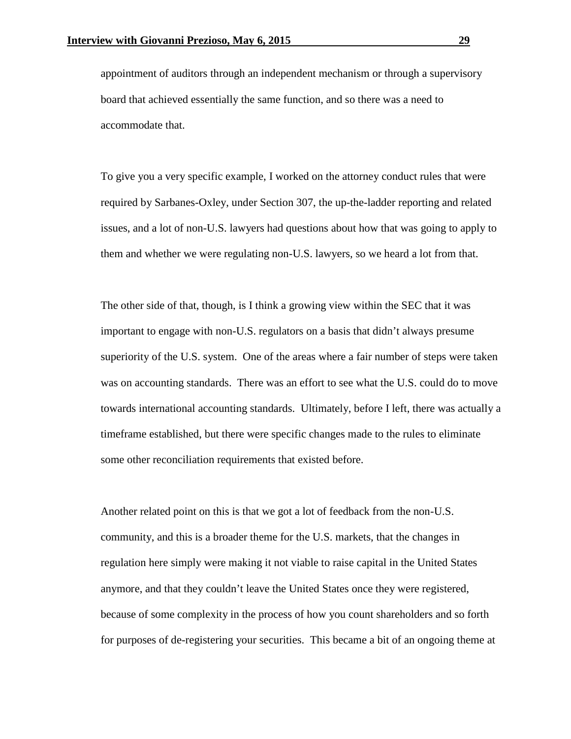appointment of auditors through an independent mechanism or through a supervisory board that achieved essentially the same function, and so there was a need to accommodate that.

To give you a very specific example, I worked on the attorney conduct rules that were required by Sarbanes-Oxley, under Section 307, the up-the-ladder reporting and related issues, and a lot of non-U.S. lawyers had questions about how that was going to apply to them and whether we were regulating non-U.S. lawyers, so we heard a lot from that.

The other side of that, though, is I think a growing view within the SEC that it was important to engage with non-U.S. regulators on a basis that didn't always presume superiority of the U.S. system. One of the areas where a fair number of steps were taken was on accounting standards. There was an effort to see what the U.S. could do to move towards international accounting standards. Ultimately, before I left, there was actually a timeframe established, but there were specific changes made to the rules to eliminate some other reconciliation requirements that existed before.

Another related point on this is that we got a lot of feedback from the non-U.S. community, and this is a broader theme for the U.S. markets, that the changes in regulation here simply were making it not viable to raise capital in the United States anymore, and that they couldn't leave the United States once they were registered, because of some complexity in the process of how you count shareholders and so forth for purposes of de-registering your securities. This became a bit of an ongoing theme at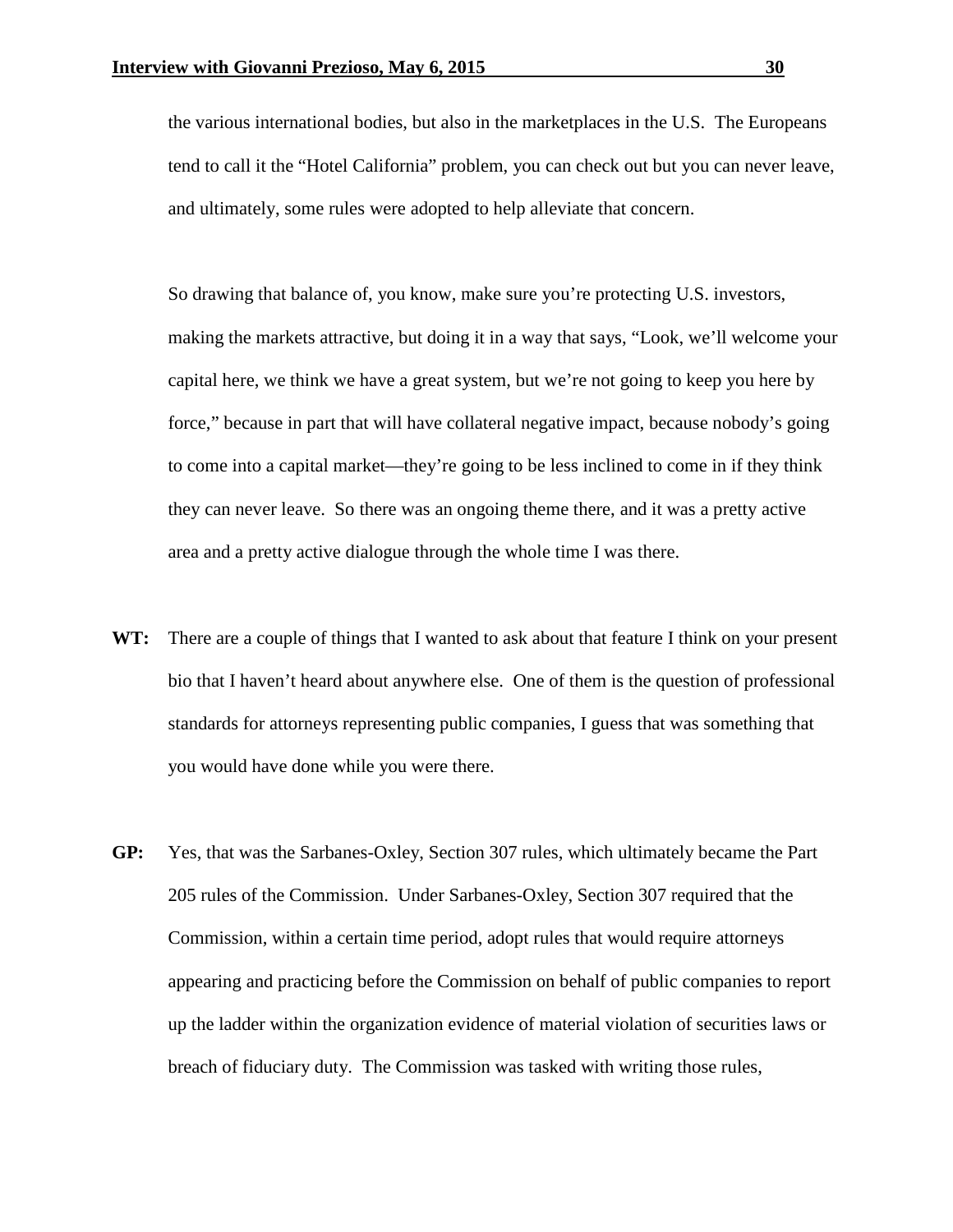the various international bodies, but also in the marketplaces in the U.S. The Europeans tend to call it the "Hotel California" problem, you can check out but you can never leave, and ultimately, some rules were adopted to help alleviate that concern.

So drawing that balance of, you know, make sure you're protecting U.S. investors, making the markets attractive, but doing it in a way that says, "Look, we'll welcome your capital here, we think we have a great system, but we're not going to keep you here by force," because in part that will have collateral negative impact, because nobody's going to come into a capital market—they're going to be less inclined to come in if they think they can never leave. So there was an ongoing theme there, and it was a pretty active area and a pretty active dialogue through the whole time I was there.

**WT:** There are a couple of things that I wanted to ask about that feature I think on your present bio that I haven't heard about anywhere else. One of them is the question of professional standards for attorneys representing public companies, I guess that was something that you would have done while you were there.

**GP:** Yes, that was the Sarbanes-Oxley, Section 307 rules, which ultimately became the Part 205 rules of the Commission. Under Sarbanes-Oxley, Section 307 required that the Commission, within a certain time period, adopt rules that would require attorneys appearing and practicing before the Commission on behalf of public companies to report up the ladder within the organization evidence of material violation of securities laws or breach of fiduciary duty. The Commission was tasked with writing those rules,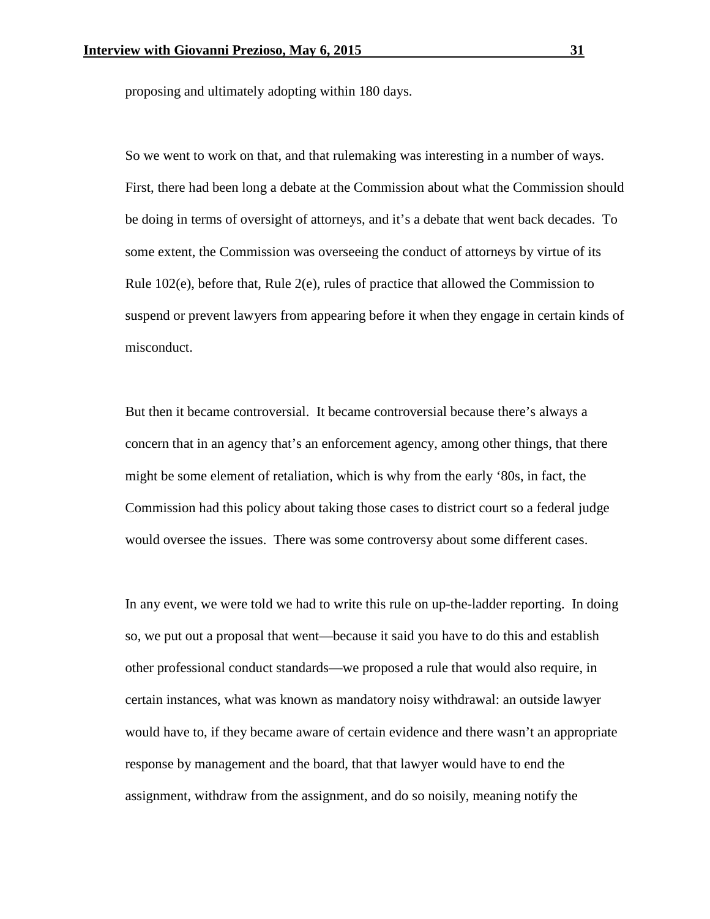proposing and ultimately adopting within 180 days.

So we went to work on that, and that rulemaking was interesting in a number of ways. First, there had been long a debate at the Commission about what the Commission should be doing in terms of oversight of attorneys, and it's a debate that went back decades. To some extent, the Commission was overseeing the conduct of attorneys by virtue of its Rule 102(e), before that, Rule 2(e), rules of practice that allowed the Commission to suspend or prevent lawyers from appearing before it when they engage in certain kinds of misconduct.

But then it became controversial. It became controversial because there's always a concern that in an agency that's an enforcement agency, among other things, that there might be some element of retaliation, which is why from the early '80s, in fact, the Commission had this policy about taking those cases to district court so a federal judge would oversee the issues. There was some controversy about some different cases.

In any event, we were told we had to write this rule on up-the-ladder reporting. In doing so, we put out a proposal that went—because it said you have to do this and establish other professional conduct standards—we proposed a rule that would also require, in certain instances, what was known as mandatory noisy withdrawal: an outside lawyer would have to, if they became aware of certain evidence and there wasn't an appropriate response by management and the board, that that lawyer would have to end the assignment, withdraw from the assignment, and do so noisily, meaning notify the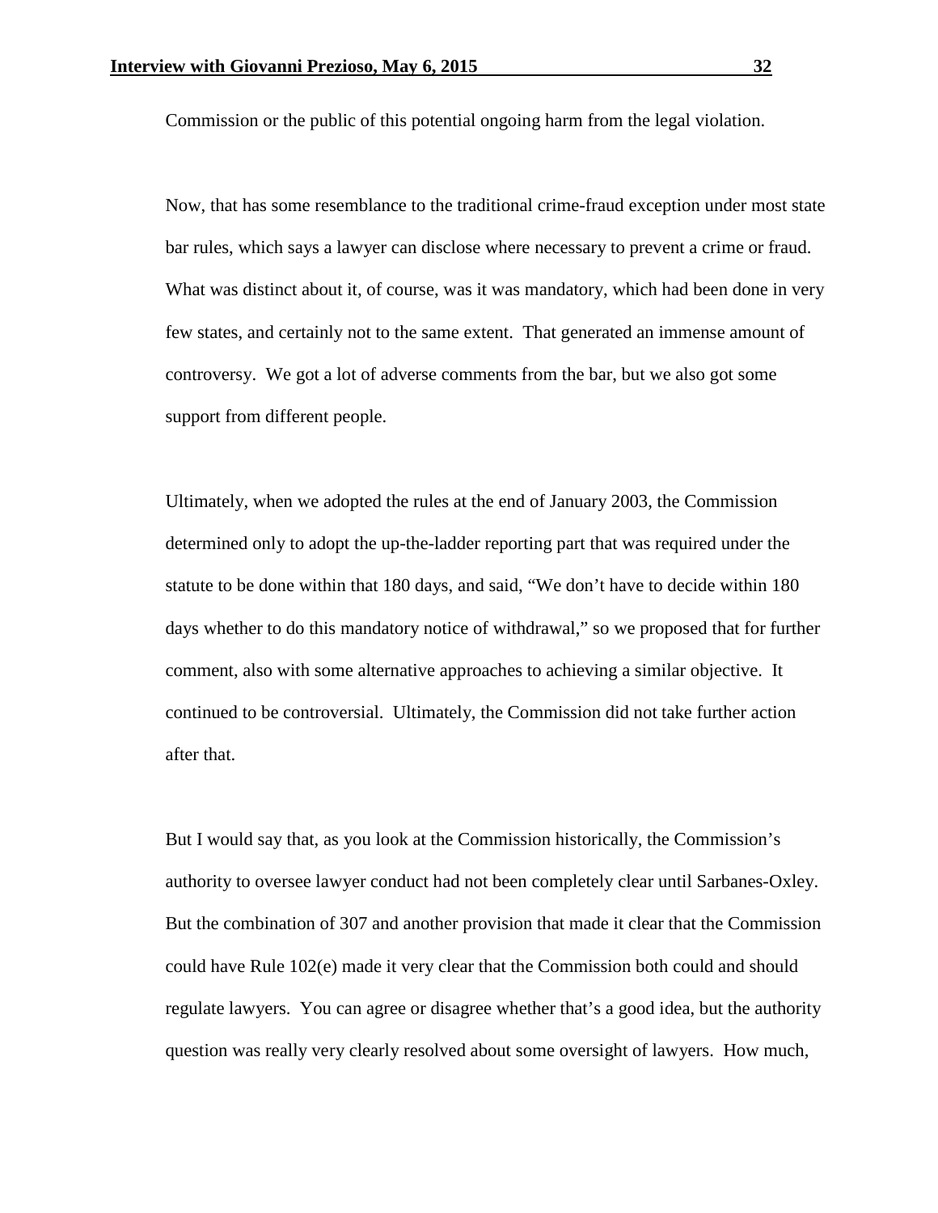Commission or the public of this potential ongoing harm from the legal violation.

Now, that has some resemblance to the traditional crime-fraud exception under most state bar rules, which says a lawyer can disclose where necessary to prevent a crime or fraud. What was distinct about it, of course, was it was mandatory, which had been done in very few states, and certainly not to the same extent. That generated an immense amount of controversy. We got a lot of adverse comments from the bar, but we also got some support from different people.

Ultimately, when we adopted the rules at the end of January 2003, the Commission determined only to adopt the up-the-ladder reporting part that was required under the statute to be done within that 180 days, and said, "We don't have to decide within 180 days whether to do this mandatory notice of withdrawal," so we proposed that for further comment, also with some alternative approaches to achieving a similar objective. It continued to be controversial. Ultimately, the Commission did not take further action after that.

But I would say that, as you look at the Commission historically, the Commission's authority to oversee lawyer conduct had not been completely clear until Sarbanes-Oxley. But the combination of 307 and another provision that made it clear that the Commission could have Rule 102(e) made it very clear that the Commission both could and should regulate lawyers. You can agree or disagree whether that's a good idea, but the authority question was really very clearly resolved about some oversight of lawyers. How much,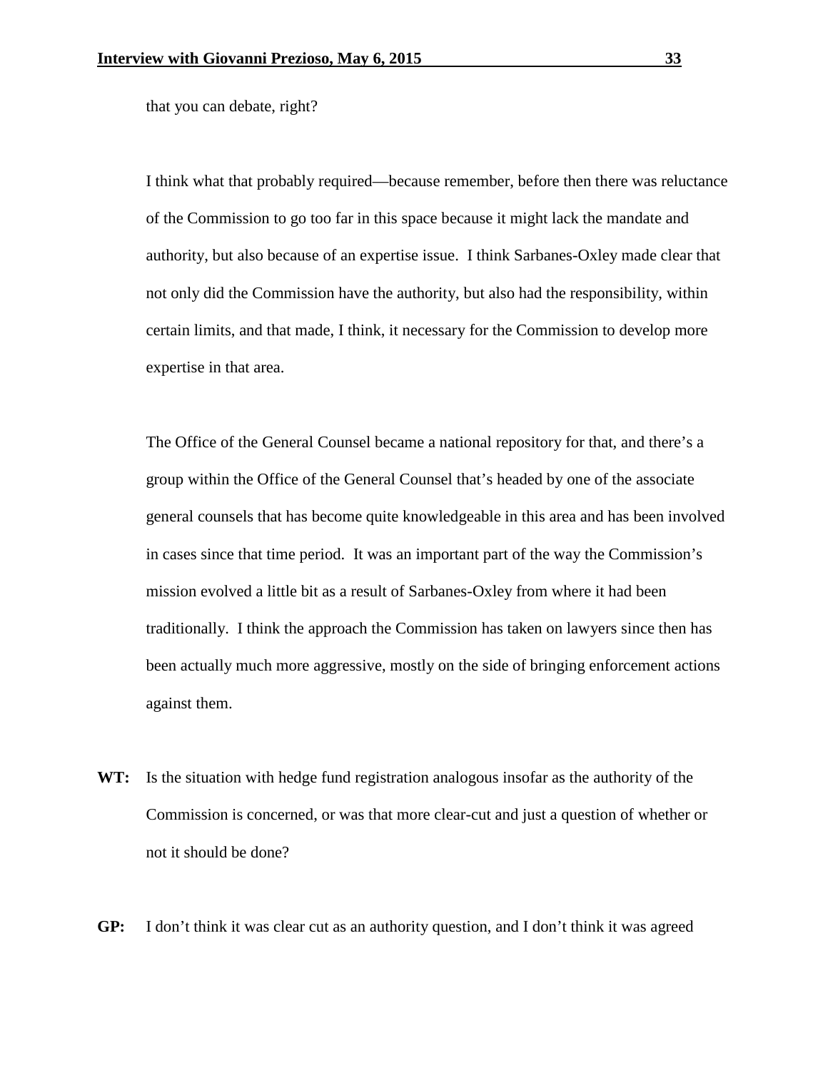that you can debate, right?

I think what that probably required—because remember, before then there was reluctance of the Commission to go too far in this space because it might lack the mandate and authority, but also because of an expertise issue. I think Sarbanes-Oxley made clear that not only did the Commission have the authority, but also had the responsibility, within certain limits, and that made, I think, it necessary for the Commission to develop more expertise in that area.

The Office of the General Counsel became a national repository for that, and there's a group within the Office of the General Counsel that's headed by one of the associate general counsels that has become quite knowledgeable in this area and has been involved in cases since that time period. It was an important part of the way the Commission's mission evolved a little bit as a result of Sarbanes-Oxley from where it had been traditionally. I think the approach the Commission has taken on lawyers since then has been actually much more aggressive, mostly on the side of bringing enforcement actions against them.

**WT:** Is the situation with hedge fund registration analogous insofar as the authority of the Commission is concerned, or was that more clear-cut and just a question of whether or not it should be done?

**GP:** I don't think it was clear cut as an authority question, and I don't think it was agreed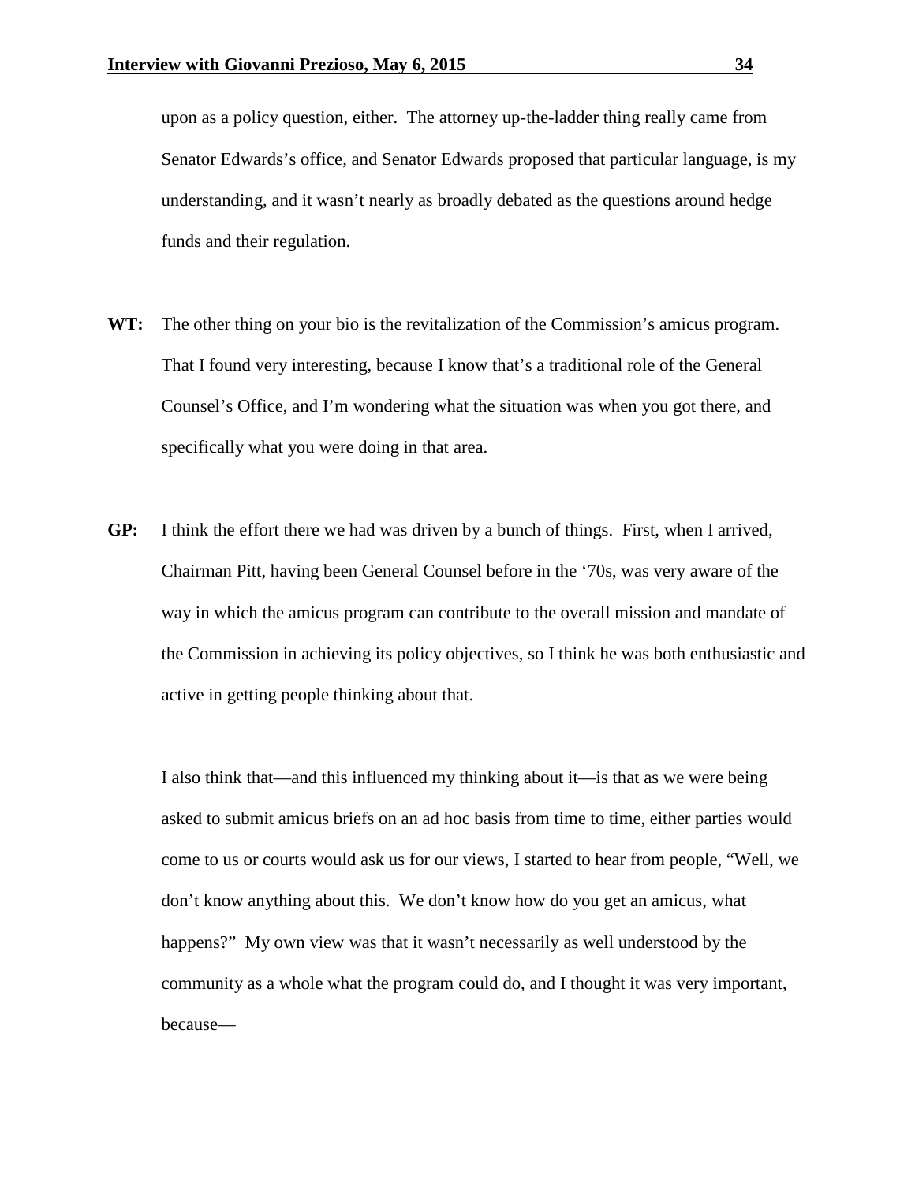upon as a policy question, either. The attorney up-the-ladder thing really came from Senator Edwards's office, and Senator Edwards proposed that particular language, is my understanding, and it wasn't nearly as broadly debated as the questions around hedge funds and their regulation.

**WT:** The other thing on your bio is the revitalization of the Commission's amicus program. That I found very interesting, because I know that's a traditional role of the General Counsel's Office, and I'm wondering what the situation was when you got there, and specifically what you were doing in that area.

**GP:** I think the effort there we had was driven by a bunch of things. First, when I arrived, Chairman Pitt, having been General Counsel before in the '70s, was very aware of the way in which the amicus program can contribute to the overall mission and mandate of the Commission in achieving its policy objectives, so I think he was both enthusiastic and active in getting people thinking about that.

I also think that—and this influenced my thinking about it—is that as we were being asked to submit amicus briefs on an ad hoc basis from time to time, either parties would come to us or courts would ask us for our views, I started to hear from people, "Well, we don't know anything about this. We don't know how do you get an amicus, what happens?" My own view was that it wasn't necessarily as well understood by the community as a whole what the program could do, and I thought it was very important, because—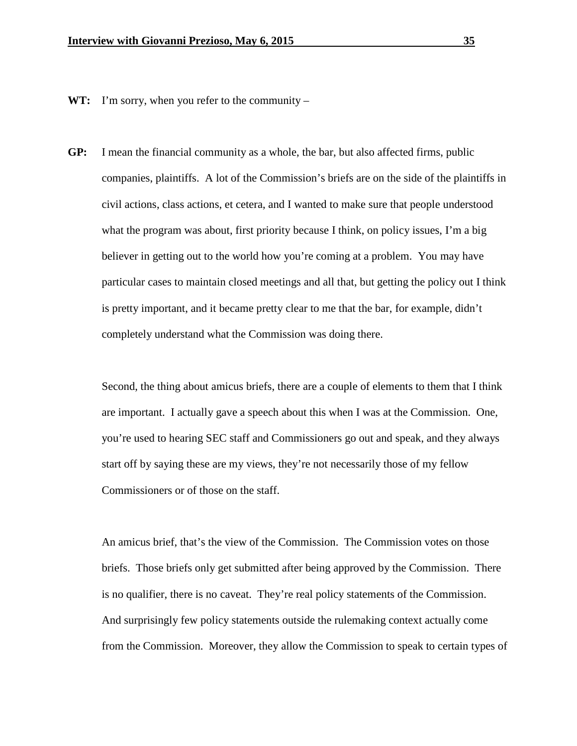**WT:** I'm sorry, when you refer to the community –

**GP:** I mean the financial community as a whole, the bar, but also affected firms, public companies, plaintiffs. A lot of the Commission's briefs are on the side of the plaintiffs in civil actions, class actions, et cetera, and I wanted to make sure that people understood what the program was about, first priority because I think, on policy issues, I'm a big believer in getting out to the world how you're coming at a problem. You may have particular cases to maintain closed meetings and all that, but getting the policy out I think is pretty important, and it became pretty clear to me that the bar, for example, didn't completely understand what the Commission was doing there.

Second, the thing about amicus briefs, there are a couple of elements to them that I think are important. I actually gave a speech about this when I was at the Commission. One, you're used to hearing SEC staff and Commissioners go out and speak, and they always start off by saying these are my views, they're not necessarily those of my fellow Commissioners or of those on the staff.

An amicus brief, that's the view of the Commission. The Commission votes on those briefs. Those briefs only get submitted after being approved by the Commission. There is no qualifier, there is no caveat. They're real policy statements of the Commission. And surprisingly few policy statements outside the rulemaking context actually come from the Commission. Moreover, they allow the Commission to speak to certain types of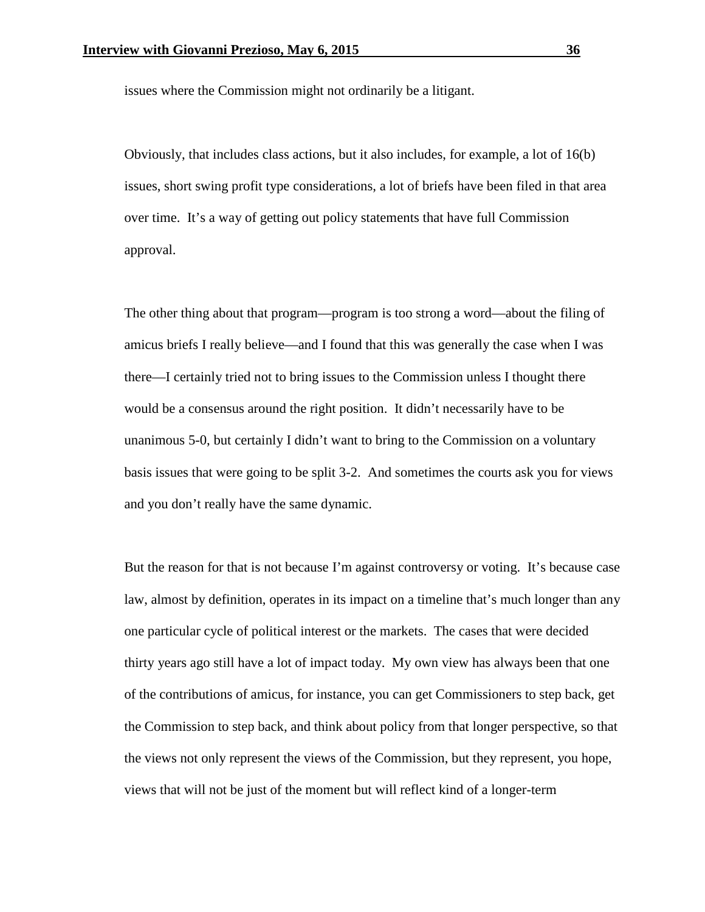issues where the Commission might not ordinarily be a litigant.

Obviously, that includes class actions, but it also includes, for example, a lot of 16(b) issues, short swing profit type considerations, a lot of briefs have been filed in that area over time. It's a way of getting out policy statements that have full Commission approval.

The other thing about that program—program is too strong a word—about the filing of amicus briefs I really believe—and I found that this was generally the case when I was there—I certainly tried not to bring issues to the Commission unless I thought there would be a consensus around the right position. It didn't necessarily have to be unanimous 5-0, but certainly I didn't want to bring to the Commission on a voluntary basis issues that were going to be split 3-2. And sometimes the courts ask you for views and you don't really have the same dynamic.

But the reason for that is not because I'm against controversy or voting. It's because case law, almost by definition, operates in its impact on a timeline that's much longer than any one particular cycle of political interest or the markets. The cases that were decided thirty years ago still have a lot of impact today. My own view has always been that one of the contributions of amicus, for instance, you can get Commissioners to step back, get the Commission to step back, and think about policy from that longer perspective, so that the views not only represent the views of the Commission, but they represent, you hope, views that will not be just of the moment but will reflect kind of a longer-term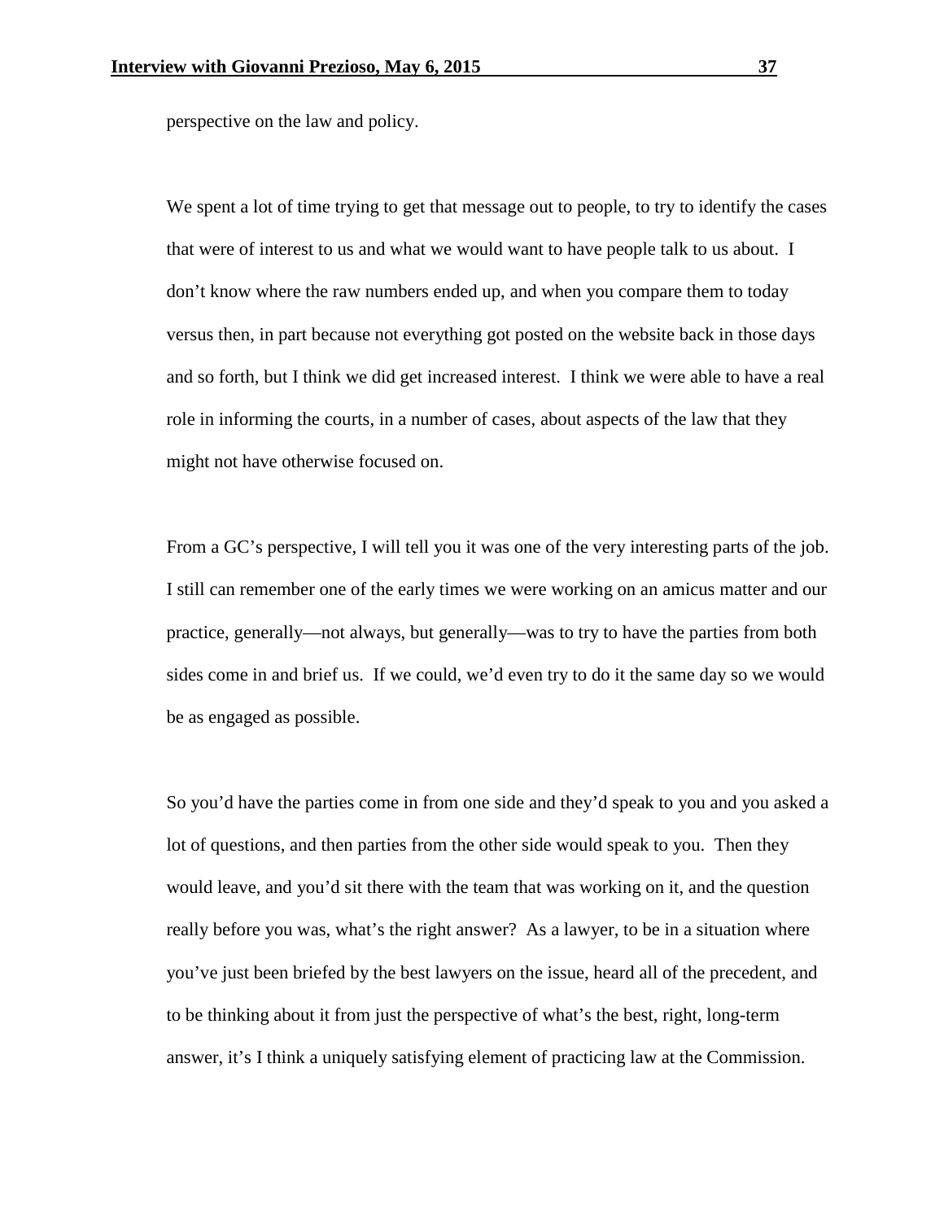perspective on the law and policy.

We spent a lot of time trying to get that message out to people, to try to identify the cases that were of interest to us and what we would want to have people talk to us about. I don't know where the raw numbers ended up, and when you compare them to today versus then, in part because not everything got posted on the website back in those days and so forth, but I think we did get increased interest. I think we were able to have a real role in informing the courts, in a number of cases, about aspects of the law that they might not have otherwise focused on.

From a GC's perspective, I will tell you it was one of the very interesting parts of the job. I still can remember one of the early times we were working on an amicus matter and our practice, generally—not always, but generally—was to try to have the parties from both sides come in and brief us. If we could, we'd even try to do it the same day so we would be as engaged as possible.

So you'd have the parties come in from one side and they'd speak to you and you asked a lot of questions, and then parties from the other side would speak to you. Then they would leave, and you'd sit there with the team that was working on it, and the question really before you was, what's the right answer? As a lawyer, to be in a situation where you've just been briefed by the best lawyers on the issue, heard all of the precedent, and to be thinking about it from just the perspective of what's the best, right, long-term answer, it's I think a uniquely satisfying element of practicing law at the Commission.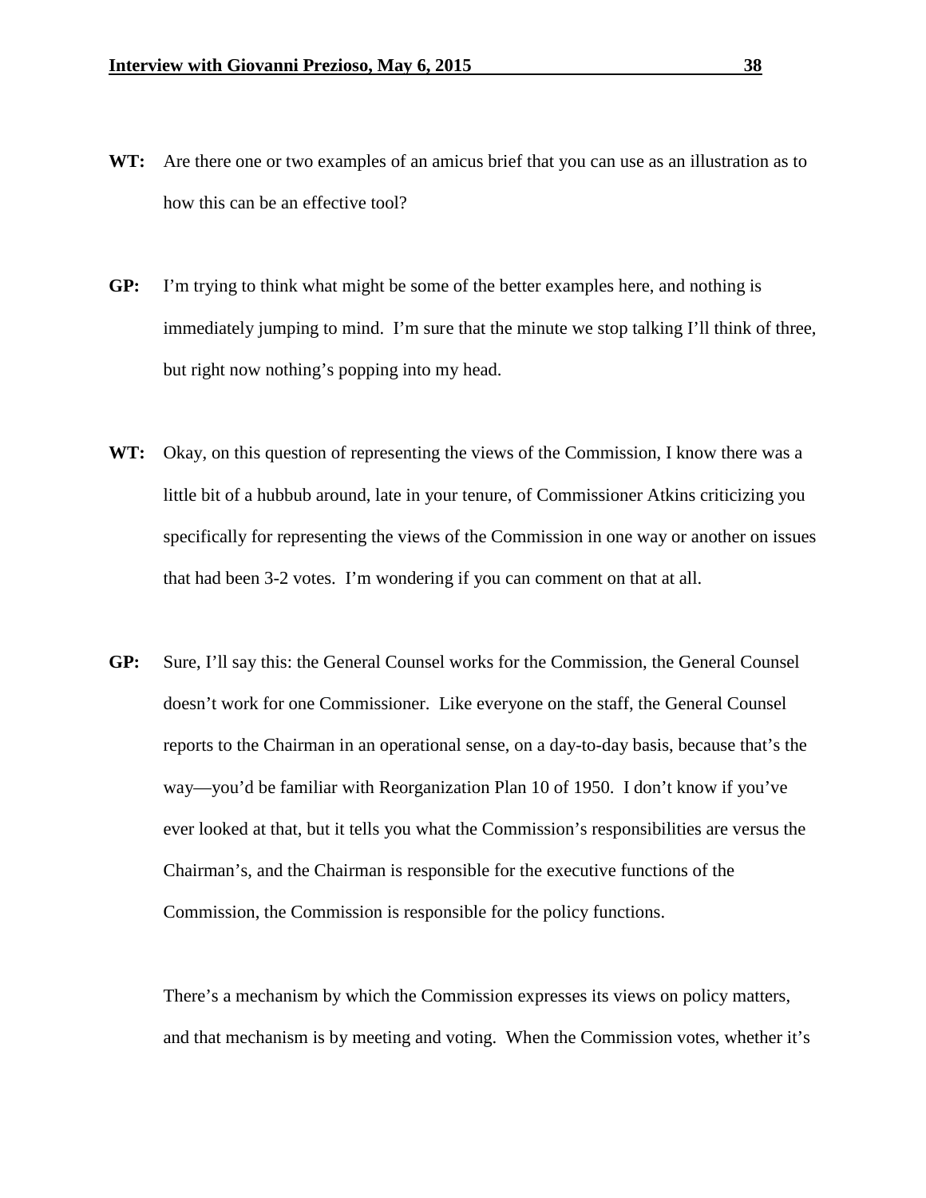**WT:** Are there one or two examples of an amicus brief that you can use as an illustration as to how this can be an effective tool?

**GP:** I'm trying to think what might be some of the better examples here, and nothing is immediately jumping to mind. I'm sure that the minute we stop talking I'll think of three, but right now nothing's popping into my head.

**WT:** Okay, on this question of representing the views of the Commission, I know there was a little bit of a hubbub around, late in your tenure, of Commissioner Atkins criticizing you specifically for representing the views of the Commission in one way or another on issues that had been 3-2 votes. I'm wondering if you can comment on that at all.

**GP:** Sure, I'll say this: the General Counsel works for the Commission, the General Counsel doesn't work for one Commissioner. Like everyone on the staff, the General Counsel reports to the Chairman in an operational sense, on a day-to-day basis, because that's the way—you'd be familiar with Reorganization Plan 10 of 1950. I don't know if you've ever looked at that, but it tells you what the Commission's responsibilities are versus the Chairman's, and the Chairman is responsible for the executive functions of the Commission, the Commission is responsible for the policy functions.

There's a mechanism by which the Commission expresses its views on policy matters, and that mechanism is by meeting and voting. When the Commission votes, whether it's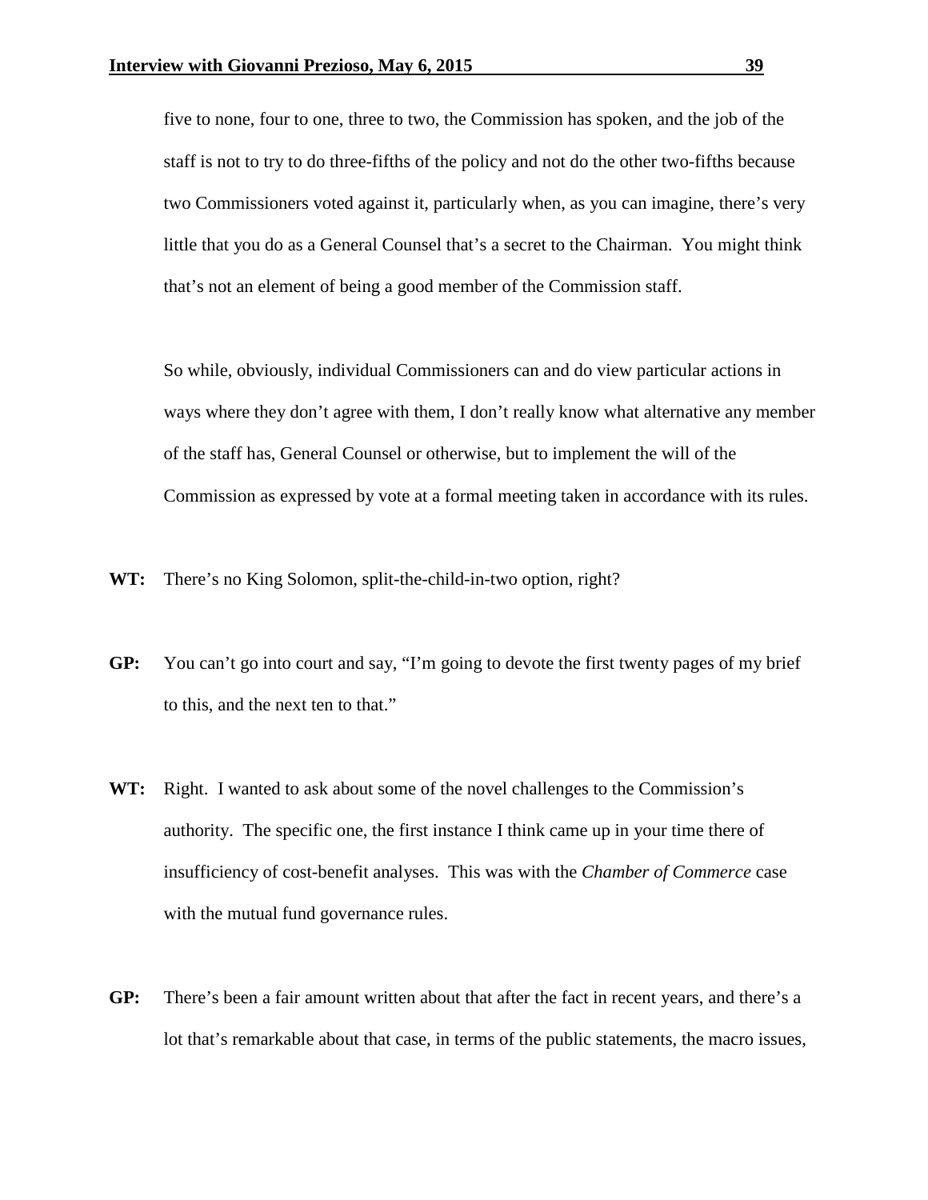five to none, four to one, three to two, the Commission has spoken, and the job of the staff is not to try to do three-fifths of the policy and not do the other two-fifths because two Commissioners voted against it, particularly when, as you can imagine, there's very little that you do as a General Counsel that's a secret to the Chairman. You might think that's not an element of being a good member of the Commission staff.

So while, obviously, individual Commissioners can and do view particular actions in ways where they don't agree with them, I don't really know what alternative any member of the staff has, General Counsel or otherwise, but to implement the will of the Commission as expressed by vote at a formal meeting taken in accordance with its rules.

**WT:** There's no King Solomon, split-the-child-in-two option, right?

**GP:** You can't go into court and say, "I'm going to devote the first twenty pages of my brief to this, and the next ten to that."

**WT:** Right. I wanted to ask about some of the novel challenges to the Commission's authority. The specific one, the first instance I think came up in your time there of insufficiency of cost-benefit analyses. This was with the *Chamber of Commerce* case with the mutual fund governance rules.

**GP:** There's been a fair amount written about that after the fact in recent years, and there's a lot that's remarkable about that case, in terms of the public statements, the macro issues,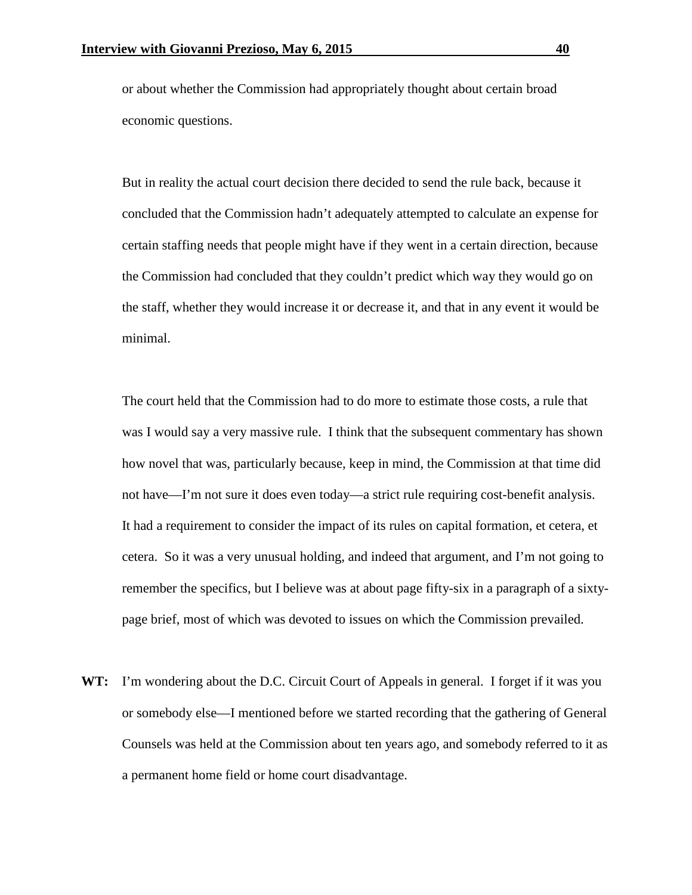or about whether the Commission had appropriately thought about certain broad economic questions.

But in reality the actual court decision there decided to send the rule back, because it concluded that the Commission hadn't adequately attempted to calculate an expense for certain staffing needs that people might have if they went in a certain direction, because the Commission had concluded that they couldn't predict which way they would go on the staff, whether they would increase it or decrease it, and that in any event it would be minimal.

The court held that the Commission had to do more to estimate those costs, a rule that was I would say a very massive rule. I think that the subsequent commentary has shown how novel that was, particularly because, keep in mind, the Commission at that time did not have—I'm not sure it does even today—a strict rule requiring cost-benefit analysis. It had a requirement to consider the impact of its rules on capital formation, et cetera, et cetera. So it was a very unusual holding, and indeed that argument, and I'm not going to remember the specifics, but I believe was at about page fifty-six in a paragraph of a sixty-page brief, most of which was devoted to issues on which the Commission prevailed.

**WT:** I'm wondering about the D.C. Circuit Court of Appeals in general. I forget if it was you or somebody else—I mentioned before we started recording that the gathering of General Counsels was held at the Commission about ten years ago, and somebody referred to it as a permanent home field or home court disadvantage.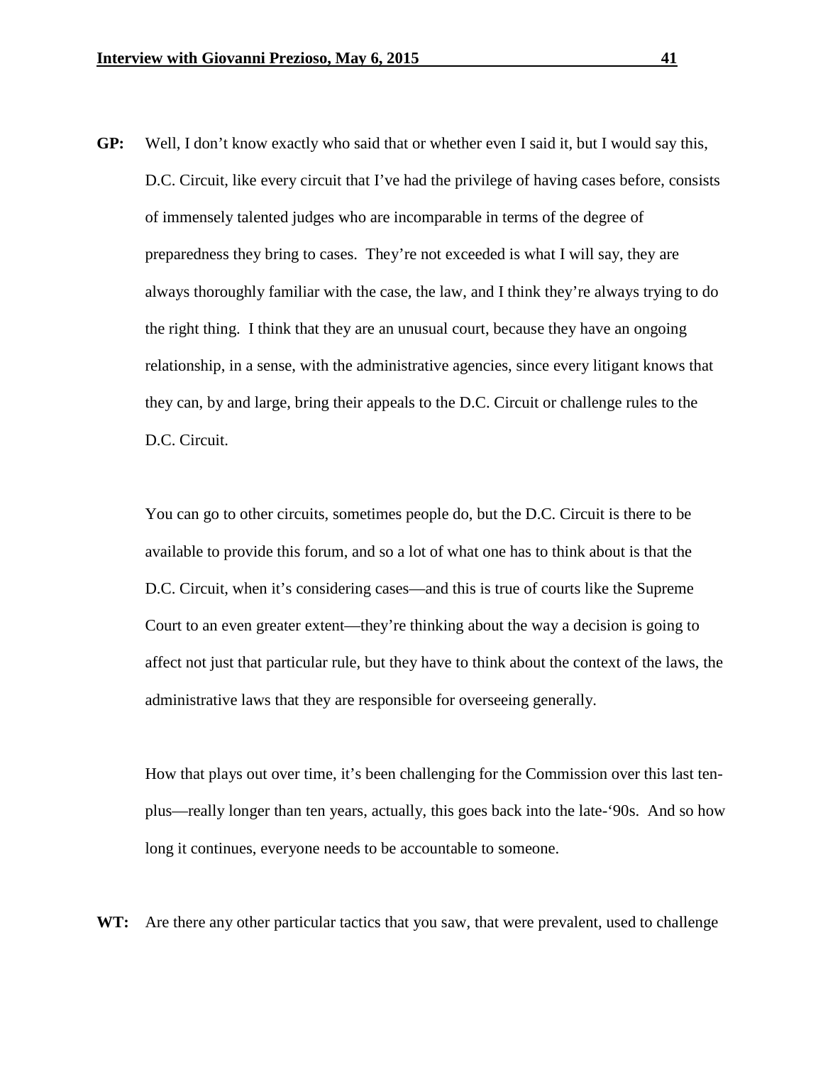**GP:** Well, I don't know exactly who said that or whether even I said it, but I would say this, D.C. Circuit, like every circuit that I've had the privilege of having cases before, consists of immensely talented judges who are incomparable in terms of the degree of preparedness they bring to cases. They're not exceeded is what I will say, they are always thoroughly familiar with the case, the law, and I think they're always trying to do the right thing. I think that they are an unusual court, because they have an ongoing relationship, in a sense, with the administrative agencies, since every litigant knows that they can, by and large, bring their appeals to the D.C. Circuit or challenge rules to the D.C. Circuit.

You can go to other circuits, sometimes people do, but the D.C. Circuit is there to be available to provide this forum, and so a lot of what one has to think about is that the D.C. Circuit, when it's considering cases—and this is true of courts like the Supreme Court to an even greater extent—they're thinking about the way a decision is going to affect not just that particular rule, but they have to think about the context of the laws, the administrative laws that they are responsible for overseeing generally.

How that plays out over time, it's been challenging for the Commission over this last ten-plus—really longer than ten years, actually, this goes back into the late-'90s. And so how long it continues, everyone needs to be accountable to someone.

**WT:** Are there any other particular tactics that you saw, that were prevalent, used to challenge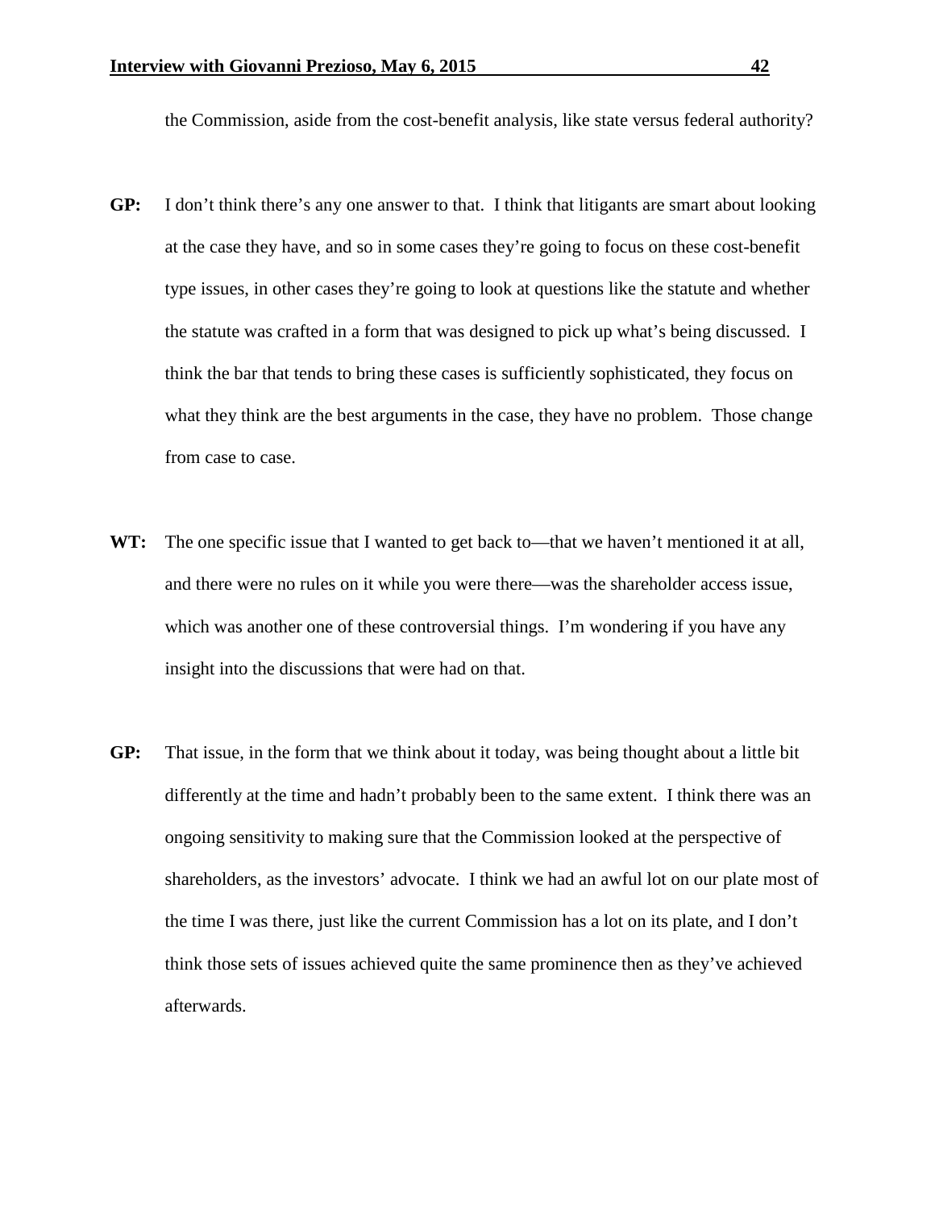the Commission, aside from the cost-benefit analysis, like state versus federal authority?

**GP:** I don't think there's any one answer to that. I think that litigants are smart about looking at the case they have, and so in some cases they're going to focus on these cost-benefit type issues, in other cases they're going to look at questions like the statute and whether the statute was crafted in a form that was designed to pick up what's being discussed. I think the bar that tends to bring these cases is sufficiently sophisticated, they focus on what they think are the best arguments in the case, they have no problem. Those change from case to case.

**WT:** The one specific issue that I wanted to get back to—that we haven't mentioned it at all, and there were no rules on it while you were there—was the shareholder access issue, which was another one of these controversial things. I'm wondering if you have any insight into the discussions that were had on that.

**GP:** That issue, in the form that we think about it today, was being thought about a little bit differently at the time and hadn't probably been to the same extent. I think there was an ongoing sensitivity to making sure that the Commission looked at the perspective of shareholders, as the investors' advocate. I think we had an awful lot on our plate most of the time I was there, just like the current Commission has a lot on its plate, and I don't think those sets of issues achieved quite the same prominence then as they've achieved afterwards.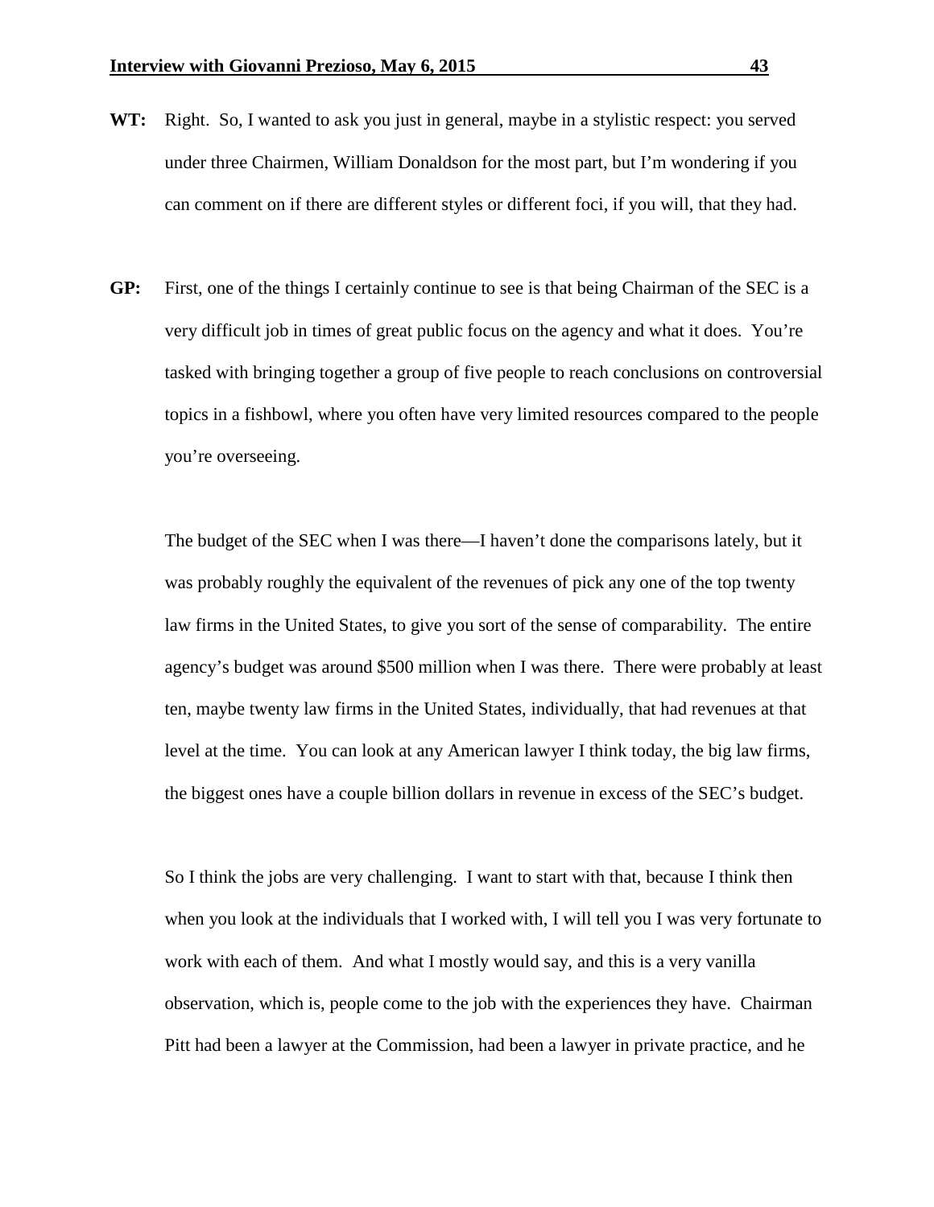**WT:** Right. So, I wanted to ask you just in general, maybe in a stylistic respect: you served under three Chairmen, William Donaldson for the most part, but I'm wondering if you can comment on if there are different styles or different foci, if you will, that they had.

**GP:** First, one of the things I certainly continue to see is that being Chairman of the SEC is a very difficult job in times of great public focus on the agency and what it does. You're tasked with bringing together a group of five people to reach conclusions on controversial topics in a fishbowl, where you often have very limited resources compared to the people you're overseeing.

The budget of the SEC when I was there—I haven't done the comparisons lately, but it was probably roughly the equivalent of the revenues of pick any one of the top twenty law firms in the United States, to give you sort of the sense of comparability. The entire agency's budget was around $500 million when I was there. There were probably at least ten, maybe twenty law firms in the United States, individually, that had revenues at that level at the time. You can look at any American lawyer I think today, the big law firms, the biggest ones have a couple billion dollars in revenue in excess of the SEC's budget.

So I think the jobs are very challenging. I want to start with that, because I think then when you look at the individuals that I worked with, I will tell you I was very fortunate to work with each of them. And what I mostly would say, and this is a very vanilla observation, which is, people come to the job with the experiences they have. Chairman Pitt had been a lawyer at the Commission, had been a lawyer in private practice, and he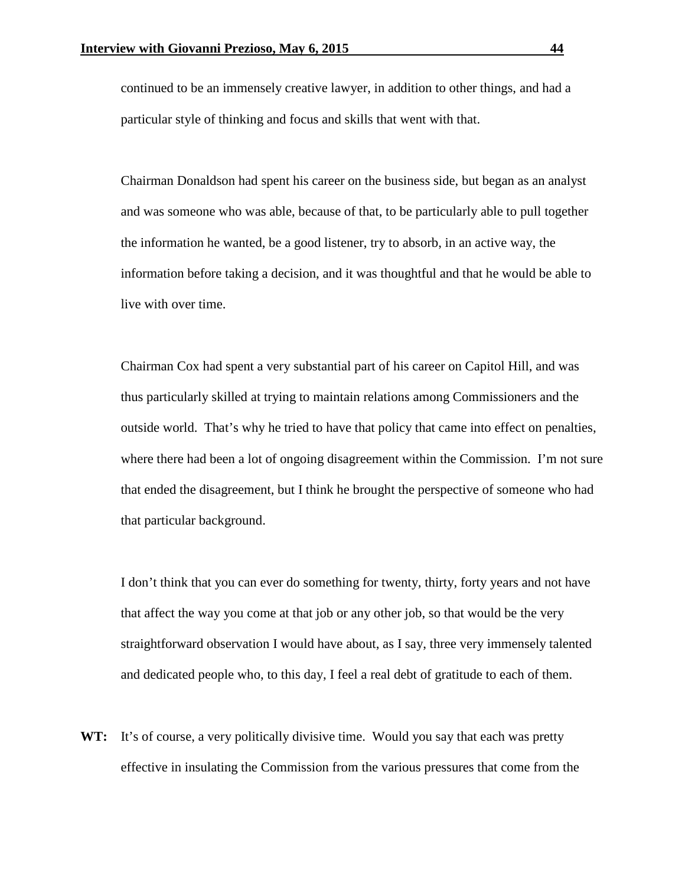continued to be an immensely creative lawyer, in addition to other things, and had a particular style of thinking and focus and skills that went with that.

Chairman Donaldson had spent his career on the business side, but began as an analyst and was someone who was able, because of that, to be particularly able to pull together the information he wanted, be a good listener, try to absorb, in an active way, the information before taking a decision, and it was thoughtful and that he would be able to live with over time.

Chairman Cox had spent a very substantial part of his career on Capitol Hill, and was thus particularly skilled at trying to maintain relations among Commissioners and the outside world. That's why he tried to have that policy that came into effect on penalties, where there had been a lot of ongoing disagreement within the Commission. I'm not sure that ended the disagreement, but I think he brought the perspective of someone who had that particular background.

I don't think that you can ever do something for twenty, thirty, forty years and not have that affect the way you come at that job or any other job, so that would be the very straightforward observation I would have about, as I say, three very immensely talented and dedicated people who, to this day, I feel a real debt of gratitude to each of them.

**WT:** It's of course, a very politically divisive time. Would you say that each was pretty effective in insulating the Commission from the various pressures that come from the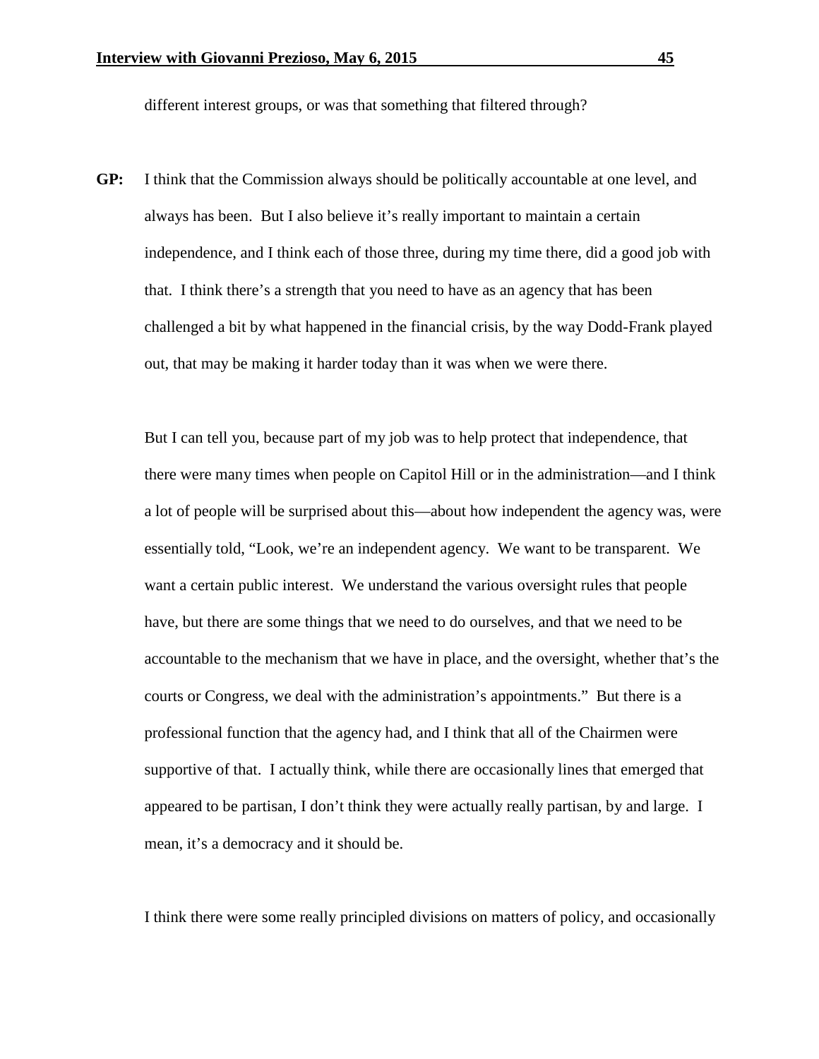different interest groups, or was that something that filtered through?

**GP:** I think that the Commission always should be politically accountable at one level, and always has been. But I also believe it's really important to maintain a certain independence, and I think each of those three, during my time there, did a good job with that. I think there's a strength that you need to have as an agency that has been challenged a bit by what happened in the financial crisis, by the way Dodd-Frank played out, that may be making it harder today than it was when we were there.

But I can tell you, because part of my job was to help protect that independence, that there were many times when people on Capitol Hill or in the administration—and I think a lot of people will be surprised about this—about how independent the agency was, were essentially told, "Look, we're an independent agency. We want to be transparent. We want a certain public interest. We understand the various oversight rules that people have, but there are some things that we need to do ourselves, and that we need to be accountable to the mechanism that we have in place, and the oversight, whether that's the courts or Congress, we deal with the administration's appointments." But there is a professional function that the agency had, and I think that all of the Chairmen were supportive of that. I actually think, while there are occasionally lines that emerged that appeared to be partisan, I don't think they were actually really partisan, by and large. I mean, it's a democracy and it should be.

I think there were some really principled divisions on matters of policy, and occasionally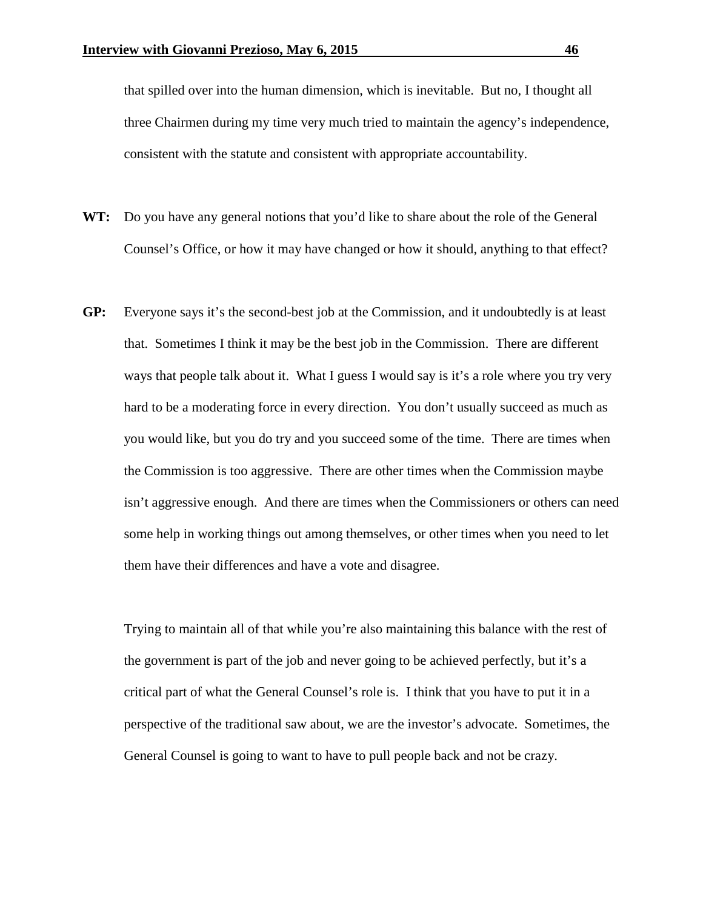that spilled over into the human dimension, which is inevitable. But no, I thought all three Chairmen during my time very much tried to maintain the agency's independence, consistent with the statute and consistent with appropriate accountability.

**WT:** Do you have any general notions that you'd like to share about the role of the General Counsel's Office, or how it may have changed or how it should, anything to that effect?

**GP:** Everyone says it's the second-best job at the Commission, and it undoubtedly is at least that. Sometimes I think it may be the best job in the Commission. There are different ways that people talk about it. What I guess I would say is it's a role where you try very hard to be a moderating force in every direction. You don't usually succeed as much as you would like, but you do try and you succeed some of the time. There are times when the Commission is too aggressive. There are other times when the Commission maybe isn't aggressive enough. And there are times when the Commissioners or others can need some help in working things out among themselves, or other times when you need to let them have their differences and have a vote and disagree.

Trying to maintain all of that while you're also maintaining this balance with the rest of the government is part of the job and never going to be achieved perfectly, but it's a critical part of what the General Counsel's role is. I think that you have to put it in a perspective of the traditional saw about, we are the investor's advocate. Sometimes, the General Counsel is going to want to have to pull people back and not be crazy.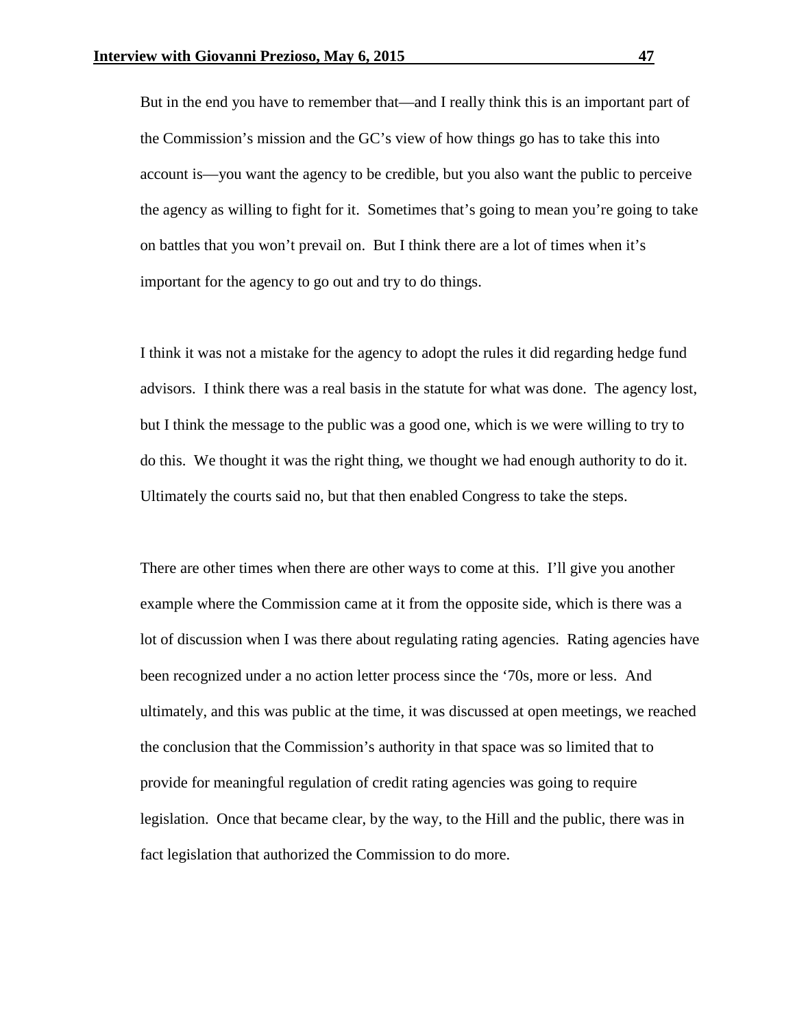But in the end you have to remember that—and I really think this is an important part of the Commission's mission and the GC's view of how things go has to take this into account is—you want the agency to be credible, but you also want the public to perceive the agency as willing to fight for it. Sometimes that's going to mean you're going to take on battles that you won't prevail on. But I think there are a lot of times when it's important for the agency to go out and try to do things.

I think it was not a mistake for the agency to adopt the rules it did regarding hedge fund advisors. I think there was a real basis in the statute for what was done. The agency lost, but I think the message to the public was a good one, which is we were willing to try to do this. We thought it was the right thing, we thought we had enough authority to do it. Ultimately the courts said no, but that then enabled Congress to take the steps.

There are other times when there are other ways to come at this. I'll give you another example where the Commission came at it from the opposite side, which is there was a lot of discussion when I was there about regulating rating agencies. Rating agencies have been recognized under a no action letter process since the '70s, more or less. And ultimately, and this was public at the time, it was discussed at open meetings, we reached the conclusion that the Commission's authority in that space was so limited that to provide for meaningful regulation of credit rating agencies was going to require legislation. Once that became clear, by the way, to the Hill and the public, there was in fact legislation that authorized the Commission to do more.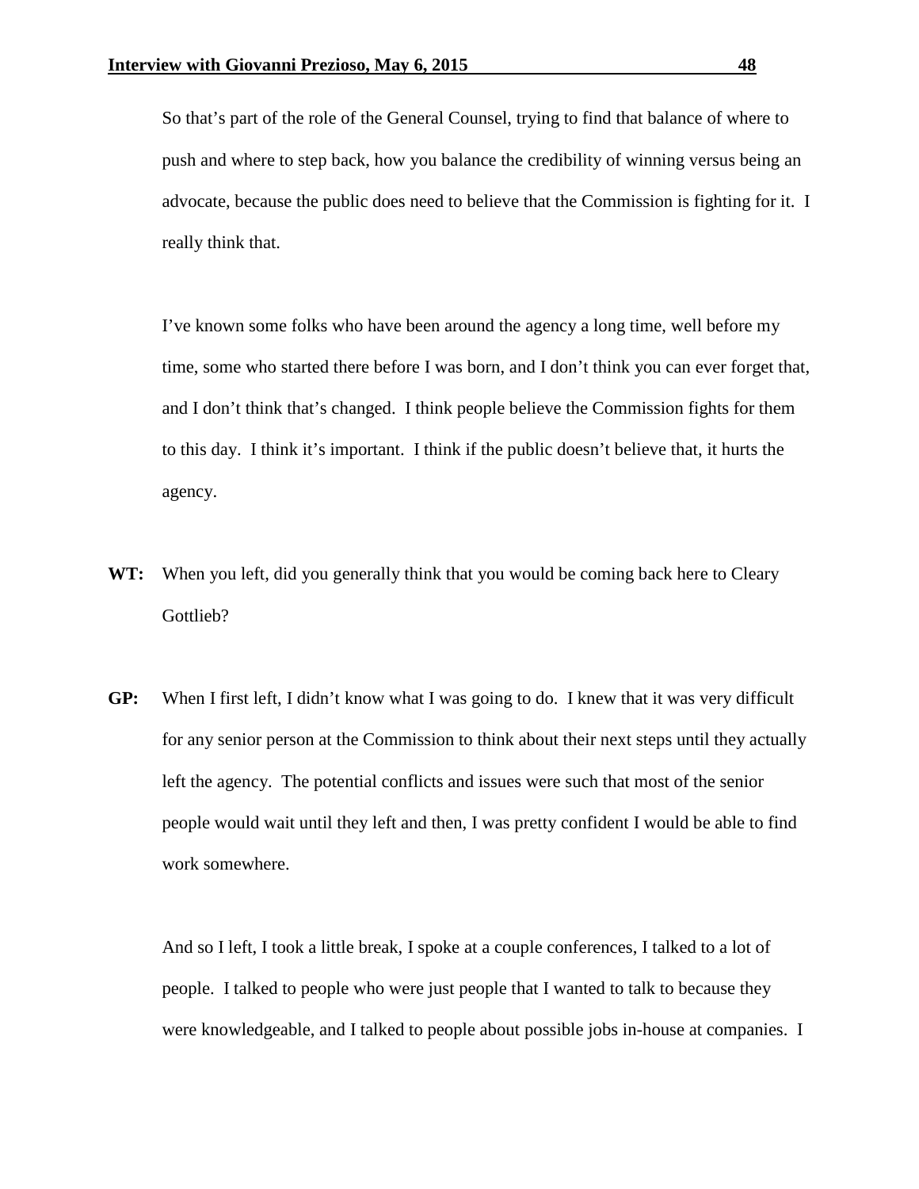So that's part of the role of the General Counsel, trying to find that balance of where to push and where to step back, how you balance the credibility of winning versus being an advocate, because the public does need to believe that the Commission is fighting for it. I really think that.

I've known some folks who have been around the agency a long time, well before my time, some who started there before I was born, and I don't think you can ever forget that, and I don't think that's changed. I think people believe the Commission fights for them to this day. I think it's important. I think if the public doesn't believe that, it hurts the agency.

**WT:** When you left, did you generally think that you would be coming back here to Cleary Gottlieb?

**GP:** When I first left, I didn't know what I was going to do. I knew that it was very difficult for any senior person at the Commission to think about their next steps until they actually left the agency. The potential conflicts and issues were such that most of the senior people would wait until they left and then, I was pretty confident I would be able to find work somewhere.

And so I left, I took a little break, I spoke at a couple conferences, I talked to a lot of people. I talked to people who were just people that I wanted to talk to because they were knowledgeable, and I talked to people about possible jobs in-house at companies. I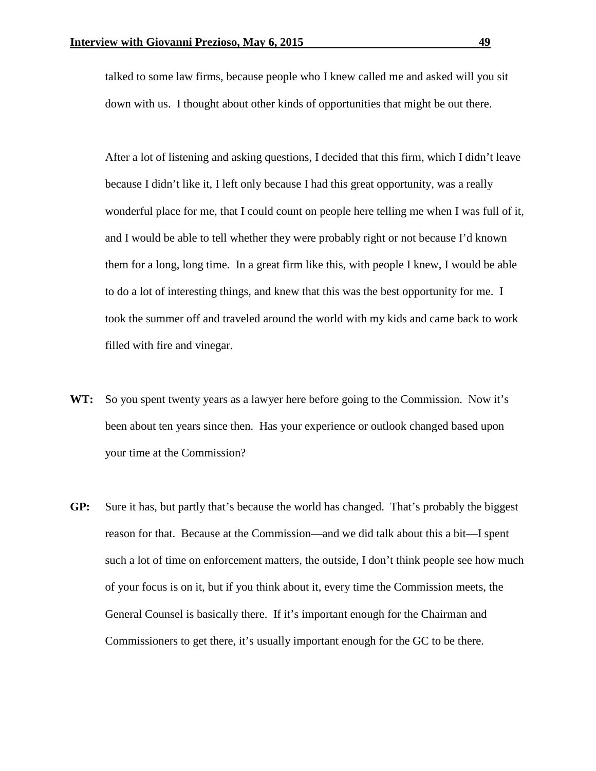talked to some law firms, because people who I knew called me and asked will you sit down with us. I thought about other kinds of opportunities that might be out there.

After a lot of listening and asking questions, I decided that this firm, which I didn't leave because I didn't like it, I left only because I had this great opportunity, was a really wonderful place for me, that I could count on people here telling me when I was full of it, and I would be able to tell whether they were probably right or not because I'd known them for a long, long time. In a great firm like this, with people I knew, I would be able to do a lot of interesting things, and knew that this was the best opportunity for me. I took the summer off and traveled around the world with my kids and came back to work filled with fire and vinegar.

**WT:** So you spent twenty years as a lawyer here before going to the Commission. Now it's been about ten years since then. Has your experience or outlook changed based upon your time at the Commission?

**GP:** Sure it has, but partly that's because the world has changed. That's probably the biggest reason for that. Because at the Commission—and we did talk about this a bit—I spent such a lot of time on enforcement matters, the outside, I don't think people see how much of your focus is on it, but if you think about it, every time the Commission meets, the General Counsel is basically there. If it's important enough for the Chairman and Commissioners to get there, it's usually important enough for the GC to be there.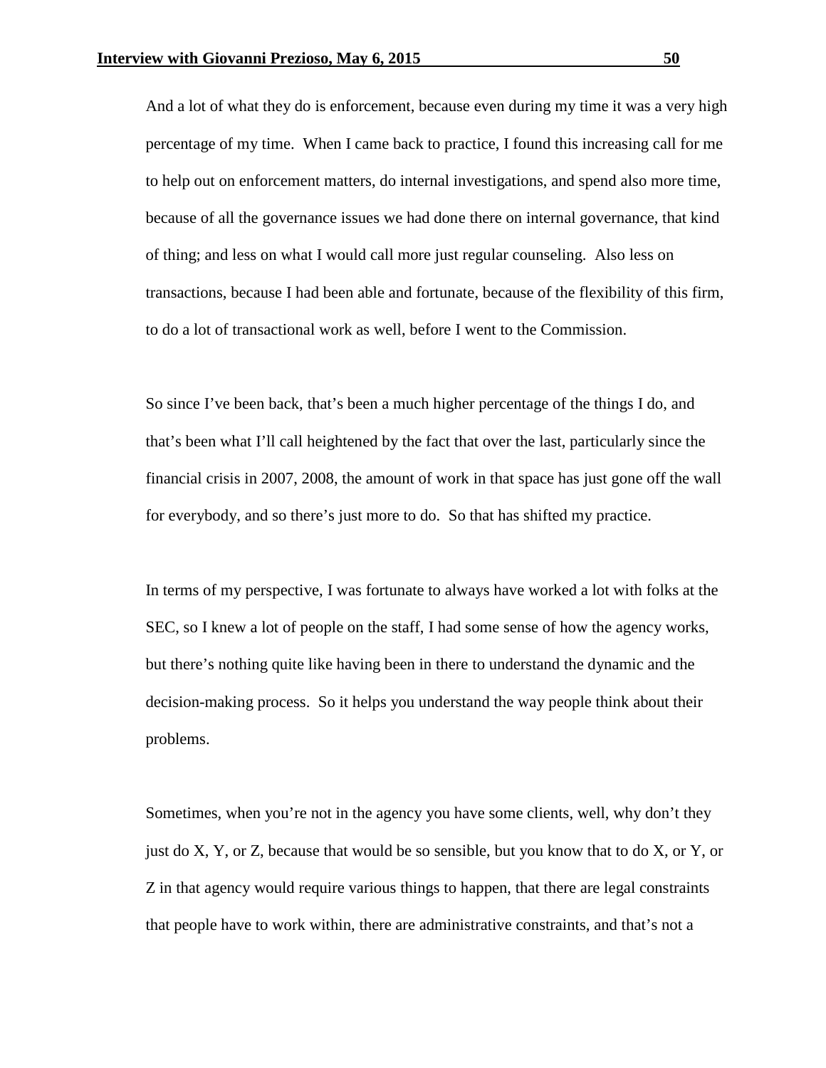And a lot of what they do is enforcement, because even during my time it was a very high percentage of my time. When I came back to practice, I found this increasing call for me to help out on enforcement matters, do internal investigations, and spend also more time, because of all the governance issues we had done there on internal governance, that kind of thing; and less on what I would call more just regular counseling. Also less on transactions, because I had been able and fortunate, because of the flexibility of this firm, to do a lot of transactional work as well, before I went to the Commission.

So since I've been back, that's been a much higher percentage of the things I do, and that's been what I'll call heightened by the fact that over the last, particularly since the financial crisis in 2007, 2008, the amount of work in that space has just gone off the wall for everybody, and so there's just more to do. So that has shifted my practice.

In terms of my perspective, I was fortunate to always have worked a lot with folks at the SEC, so I knew a lot of people on the staff, I had some sense of how the agency works, but there's nothing quite like having been in there to understand the dynamic and the decision-making process. So it helps you understand the way people think about their problems.

Sometimes, when you're not in the agency you have some clients, well, why don't they just do X, Y, or Z, because that would be so sensible, but you know that to do X, or Y, or Z in that agency would require various things to happen, that there are legal constraints that people have to work within, there are administrative constraints, and that's not a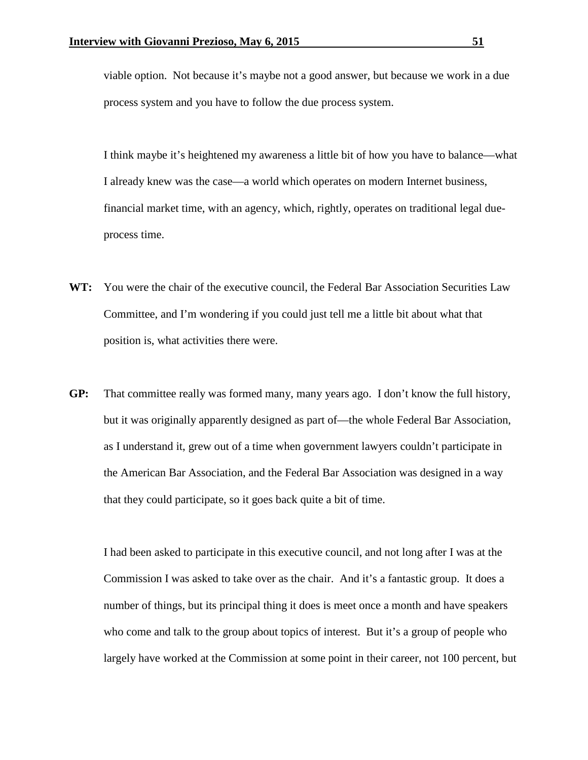viable option. Not because it's maybe not a good answer, but because we work in a due process system and you have to follow the due process system.

I think maybe it's heightened my awareness a little bit of how you have to balance—what I already knew was the case—a world which operates on modern Internet business, financial market time, with an agency, which, rightly, operates on traditional legal due-process time.

**WT:** You were the chair of the executive council, the Federal Bar Association Securities Law Committee, and I'm wondering if you could just tell me a little bit about what that position is, what activities there were.

**GP:** That committee really was formed many, many years ago. I don't know the full history, but it was originally apparently designed as part of—the whole Federal Bar Association, as I understand it, grew out of a time when government lawyers couldn't participate in the American Bar Association, and the Federal Bar Association was designed in a way that they could participate, so it goes back quite a bit of time.

I had been asked to participate in this executive council, and not long after I was at the Commission I was asked to take over as the chair. And it's a fantastic group. It does a number of things, but its principal thing it does is meet once a month and have speakers who come and talk to the group about topics of interest. But it's a group of people who largely have worked at the Commission at some point in their career, not 100 percent, but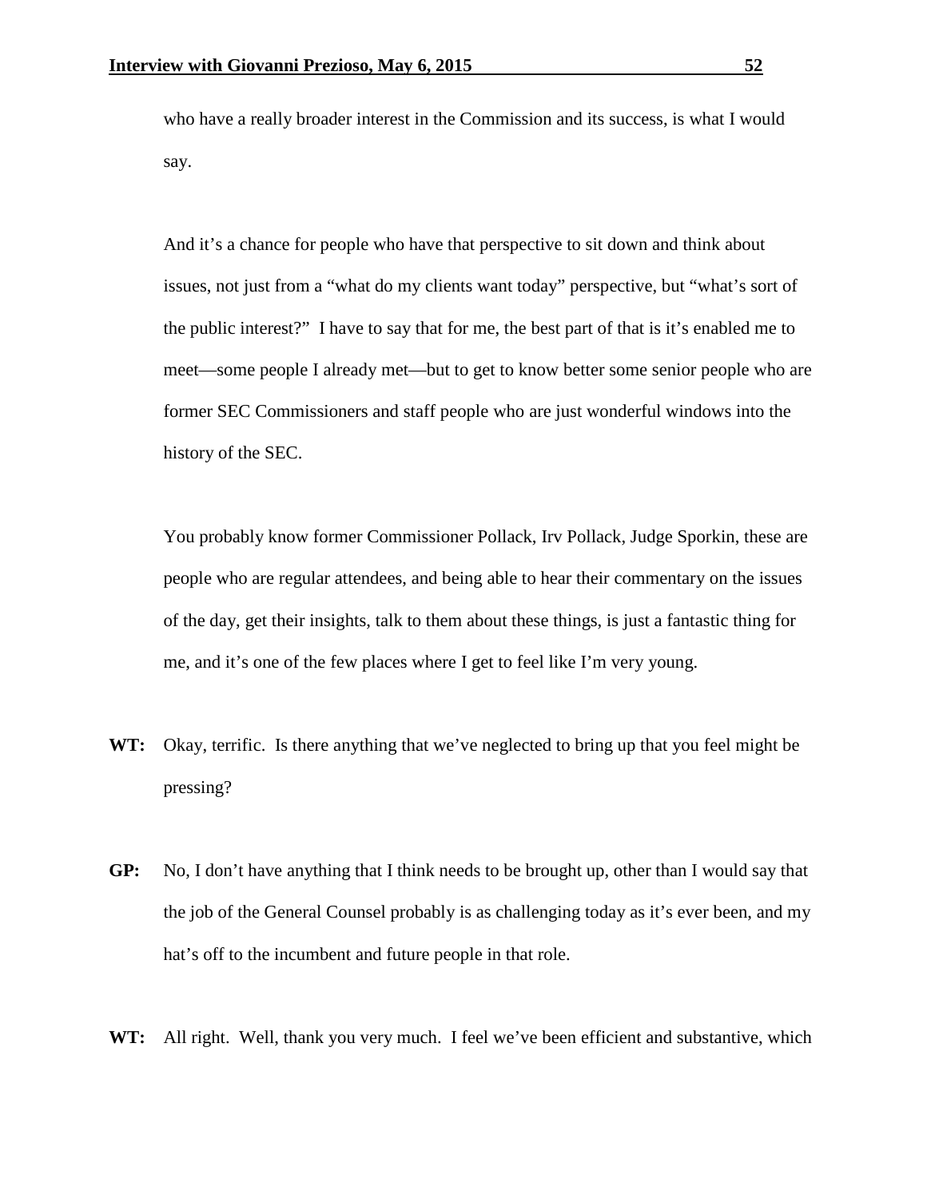who have a really broader interest in the Commission and its success, is what I would say.

And it's a chance for people who have that perspective to sit down and think about issues, not just from a "what do my clients want today" perspective, but "what's sort of the public interest?" I have to say that for me, the best part of that is it's enabled me to meet—some people I already met—but to get to know better some senior people who are former SEC Commissioners and staff people who are just wonderful windows into the history of the SEC.

You probably know former Commissioner Pollack, Irv Pollack, Judge Sporkin, these are people who are regular attendees, and being able to hear their commentary on the issues of the day, get their insights, talk to them about these things, is just a fantastic thing for me, and it's one of the few places where I get to feel like I'm very young.

**WT:** Okay, terrific. Is there anything that we've neglected to bring up that you feel might be pressing?

**GP:** No, I don't have anything that I think needs to be brought up, other than I would say that the job of the General Counsel probably is as challenging today as it's ever been, and my hat's off to the incumbent and future people in that role.

**WT:** All right. Well, thank you very much. I feel we've been efficient and substantive, which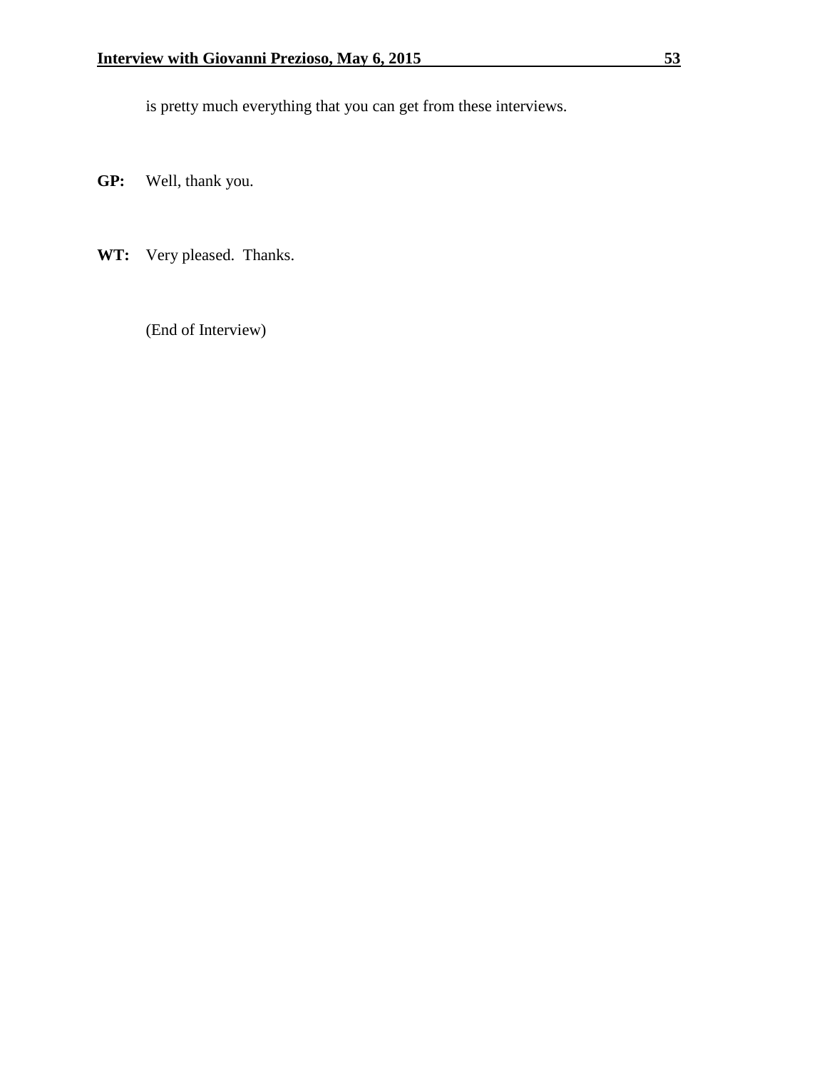is pretty much everything that you can get from these interviews.

**GP:** Well, thank you.

**WT:** Very pleased. Thanks.

(End of Interview)